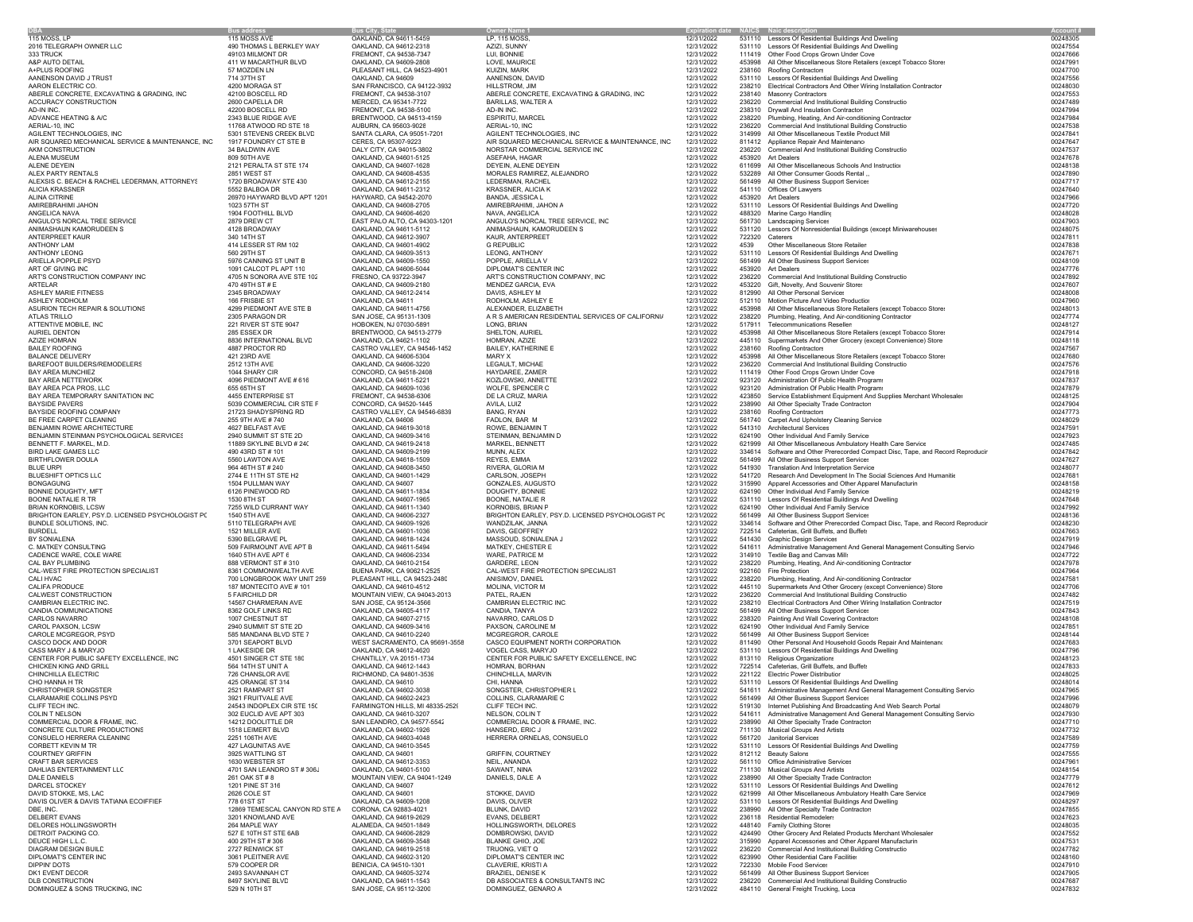| DBA | Bus address | Bus City, State | Owner Name 1 | Expiration date | NAICS | Naic description | Account # |
|---|---|---|---|---|---|---|---|
| 115 MOSS, LP | 115 MOSS AVE | OAKLAND, CA 94611-5459 | LP, 115 MOSS, | 12/31/2022 | 531110 | Lessors Of Residential Buildings And Dwelling | 00248305 |
| 2016 TELEGRAPH OWNER LLC | 490 THOMAS L BERKLEY WAY | OAKLAND, CA 94612-2318 | AZIZI, SUNNY | 12/31/2022 | 531110 | Lessors Of Residential Buildings And Dwelling | 00247554 |
| 333 TRUCK | 49103 MILMONT DR | FREMONT, CA 94538-7347 | LUI, BONNIE | 12/31/2022 | 111419 | Other Food Crops Grown Under Cove | 00247666 |
| A&P AUTO DETAIL | 411 W MACARTHUR BLVD | OAKLAND, CA 94609-2808 | LOVE, MAURICE | 12/31/2022 | 453998 | All Other Miscellaneous Store Retailers (except Tobacco Stores | 00247991 |
| A+PLUS ROOFING | 57 MOZDEN LN | PLEASANT HILL, CA 94523-4901 | KUIZIN, MARK | 12/31/2022 | 238160 | Roofing Contractors | 00247700 |
| AANENSON DAVID J TRUST | 714 37TH ST | OAKLAND, CA 94609 | AANENSON, DAVID | 12/31/2022 | 531110 | Lessors Of Residential Buildings And Dwelling | 00247556 |
| AARON ELECTRIC CO. | 4200 MORAGA ST | SAN FRANCISCO, CA 94122-3932 | HILLSTROM, JIM | 12/31/2022 | 238210 | Electrical Contractors And Other Wiring Installation Contractor | 00248030 |
| ABERLE CONCRETE, EXCAVATING & GRADING, INC | 42100 BOSCELL RD | FREMONT, CA 94538-3107 | ABERLE CONCRETE, EXCAVATING & GRADING, INC | 12/31/2022 | 238140 | Masonry Contractors | 00247553 |
| ACCURACY CONSTRUCTION | 2600 CAPELLA DR | MERCED, CA 95341-7722 | BARILLAS, WALTER A | 12/31/2022 | 236220 | Commercial And Institutional Building Constructio | 00247489 |
| AD-IN INC. | 42200 BOSCELL RD | FREMONT, CA 94538-5100 | AD-IN INC. | 12/31/2022 | 238310 | Drywall And Insulation Contractor | 00247994 |
| ADVANCE HEATING & A/C | 2343 BLUE RIDGE AVE | BRENTWOOD, CA 94513-4159 | ESPIRITU, MARCEL | 12/31/2022 | 238220 | Plumbing, Heating, And Air-conditioning Contractor | 00247984 |
| AERIAL-10, INC | 11768 ATWOOD RD STE 18 | AUBURN, CA 95603-9028 | AERIAL-10, INC | 12/31/2022 | 236220 | Commercial And Institutional Building Constructio | 00247538 |
| AGILENT TECHNOLOGIES, INC | 5301 STEVENS CREEK BLVD | SANTA CLARA, CA 95051-7201 | AGILENT TECHNOLOGIES, INC | 12/31/2022 | 314999 | All Other Miscellaneous Textile Product Mill | 00247841 |
| AIR SQUARED MECHANICAL SERVICE & MAINTENANCE, INC | 1917 FOUNDRY CT STE B | CERES, CA 95307-9223 | AIR SQUARED MECHANICAL SERVICE & MAINTENANCE, INC | 12/31/2022 | 811412 | Appliance Repair And Maintenanc | 00247647 |
| AKM CONSTRUCTION | 34 BALDWIN AVE | DALY CITY, CA 94015-3802 | NORSTAR COMMERCIAL SERVICE INC | 12/31/2022 | 236220 | Commercial And Institutional Building Constructio | 00247537 |
| ALENA MUSEUM | 809 50TH AVE | OAKLAND, CA 94601-5125 | ASEFAHA, HAGAR | 12/31/2022 | 453920 | Art Dealers | 00247678 |
| ALENE DEYEIN | 2121 PERALTA ST STE 174 | OAKLAND, CA 94607-1628 | DEYEIN, ALENE DEYEIN | 12/31/2022 | 611699 | All Other Miscellaneous Schools And Instructio | 00248138 |
| ALEX PARTY RENTALS | 2851 WEST ST | OAKLAND, CA 94608-4535 | MORALES RAMIREZ, ALEJANDRO | 12/31/2022 | 532289 | All Other Consumer Goods Rental ,, | 00247890 |
| ALEXSIS C. BEACH & RACHEL LEDERMAN, ATTORNEYS | 1720 BROADWAY STE 430 | OAKLAND, CA 94612-2155 | LEDERMAN, RACHEL | 12/31/2022 | 561499 | All Other Business Support Services | 00247717 |
| ALICIA KRASSNER | 5552 BALBOA DR | OAKLAND, CA 94611-2312 | KRASSNER, ALICIA K | 12/31/2022 | 541110 | Offices Of Lawyers | 00247640 |
| ALINA CITRINE | 26970 HAYWARD BLVD APT 1201 | HAYWARD, CA 94542-2070 | BANDA, JESSICA L | 12/31/2022 | 453920 | Art Dealers | 00247904 |
| AMIREBRAHIMI JAHON | 1023 57TH ST | OAKLAND, CA 94608-2705 | AMIREBRAHIMI, JAHON A | 12/31/2022 | 531110 | Lessors Of Residential Buildings And Dwelling | 00247720 |
| ANGELICA NAVA | 1904 FOOTHILL BLVD | OAKLAND, CA 94606-4620 | NAVA, ANGELICA | 12/31/2022 | 488320 | Marine Cargo Handling | 00248028 |
| ANGULO'S NORCAL TREE SERVICE | 2879 DREW CT | EAST PALO ALTO, CA 94303-1201 | ANGULO'S NORCAL TREE SERVICE, INC | 12/31/2022 | 561730 | Landscaping Services | 00247903 |
| ANIMASHAUN KAMORUDEEN S | 4128 BROADWAY | OAKLAND, CA 94611-5112 | ANIMASHAUN, KAMORUDEEN S | 12/31/2022 | 531120 | Lessors Of Nonresidential Buildings (except Miniwarehouses | 00248075 |
| ANTERPREET KAUR | 340 14TH ST | OAKLAND, CA 94612-3907 | KAUR, ANTERPREET | 12/31/2022 | 722320 | Caterers | 00247811 |
| ANTHONY LAM | 414 LESSER ST RM 102 | OAKLAND, CA 94601-4902 | G REPUBLIC | 12/31/2022 | 4539 | Other Miscellaneous Store Retailer | 00247838 |
| ANTHONY LEONG | 560 29TH ST | OAKLAND, CA 94609-3513 | LEONG, ANTHONY | 12/31/2022 | 531110 | Lessors Of Residential Buildings And Dwelling | 00247671 |
| ARIELLA POPPLE PSYD | 5976 CANNING ST UNIT B | OAKLAND, CA 94609-1550 | POPPLE, ARIELLA V | 12/31/2022 | 561499 | All Other Business Support Services | 00248109 |
| ART OF GIVING INC | 1091 CALCOT PL APT 110 | OAKLAND, CA 94606-5044 | DIPLOMAT'S CENTER INC | 12/31/2022 | 453920 | Art Dealers | 00247776 |
| ART'S CONSTRUCTION COMPANY INC | 4705 N SONORA AVE STE 102 | FRESNO, CA 93722-3947 | ART'S CONSTRUCTION COMPANY, INC | 12/31/2022 | 236220 | Commercial And Institutional Building Constructio | 00247892 |
| ARTELAR | 470 49TH ST # E | OAKLAND, CA 94609-2180 | MENDEZ GARCIA, EVA | 12/31/2022 | 453220 | Gift, Novelty, And Souvenir Stores | 00247607 |
| ASHLEY MARIE FITNESS | 2345 BROADWAY | OAKLAND, CA 94612-2414 | DAVIS, ASHLEY M | 12/31/2022 | 812990 | All Other Personal Services | 00248008 |
| ASHLEY RODHOLM | 166 FRISBIE ST | OAKLAND, CA 94611 | RODHOLM, ASHLEY E | 12/31/2022 | 512110 | Motion Picture And Video Productio | 00247960 |
| ASURION TECH REPAIR & SOLUTIONS | 4299 PIEDMONT AVE STE B | OAKLAND, CA 94611-4756 | ALEXANDER, ELIZABETH | 12/31/2022 | 453998 | All Other Miscellaneous Store Retailers (except Tobacco Stores | 00248013 |
| ATLAS TRILLO | 2305 PARAGON DR | SAN JOSE, CA 95131-1309 | A R S AMERICAN RESIDENTIAL SERVICES OF CALIFORNIA | 12/31/2022 | 238220 | Plumbing, Heating, And Air-conditioning Contractor | 00247774 |
| ATTENTIVE MOBILE, INC | 221 RIVER ST STE 9047 | HOBOKEN, NJ 07030-5891 | LONG, BRIAN | 12/31/2022 | 517911 | Telecommunications Resellers | 00248127 |
| AURIEL DENTON | 285 ESSEX DR | BRENTWOOD, CA 94513-2779 | SHELTON, AURIEL | 12/31/2022 | 453998 | All Other Miscellaneous Store Retailers (except Tobacco Stores | 00247914 |
| AZIZE HOMRAN | 8836 INTERNATIONAL BLVD | OAKLAND, CA 94621-1102 | HOMRAN, AZIZE | 12/31/2022 | 445110 | Supermarkets And Other Grocery (except Convenience) Store | 00248118 |
| BAILEY ROOFING | 4887 PROCTOR RD | CASTRO VALLEY, CA 94546-1452 | BAILEY, KATHERINE E | 12/31/2022 | 238160 | Roofing Contractors | 00247567 |
| BALANCE DELIVERY | 421 23RD AVE | OAKLAND, CA 94606-5304 | MARY X | 12/31/2022 | 453998 | All Other Miscellaneous Store Retailers (except Tobacco Stores | 00247680 |
| BAREFOOT BUILDERS/REMODELERS | 2512 13TH AVE | OAKLAND, CA 94606-3220 | LEGAULT, MICHAE | 12/31/2022 | 236220 | Commercial And Institutional Building Constructio | 00247576 |
| BAY AREA MUNCHIEZ | 1044 SHARY CIR | CONCORD, CA 94518-2408 | HAYDAREE, ZAMER | 12/31/2022 | 111419 | Other Food Crops Grown Under Cove | 00247918 |
| BAY AREA NETTEWORK | 4096 PIEDMONT AVE # 616 | OAKLAND, CA 94611-5221 | KOZLOWSKI, ANNETTE | 12/31/2022 | 923120 | Administration Of Public Health Programs | 00247837 |
| BAY AREA PCA PROS, LLC | 655 65TH ST | OAKLAND, CA 94609-1036 | WOLFE, SPENCER C | 12/31/2022 | 923120 | Administration Of Public Health Programs | 00247879 |
| BAY AREA TEMPORARY SANITATION INC | 4455 ENTERPRISE ST | FREMONT, CA 94538-6306 | DE LA CRUZ, MARIA | 12/31/2022 | 423850 | Service Establishment Equipment And Supplies Merchant Wholesaler | 00248125 |
| BAYSIDE PAVERS | 5039 COMMERCIAL CIR STE F | CONCORD, CA 94520-1445 | AVILA, LUIZ | 12/31/2022 | 238990 | All Other Specialty Trade Contractors | 00247904 |
| BAYSIDE ROOFING COMPANY | 21723 SHADYSPRING RD | CASTRO VALLEY, CA 94546-6839 | BANG, RYAN | 12/31/2022 | 238160 | Roofing Contractors | 00247773 |
| BE FREE CARPET CLEANING | 255 9TH AVE # 740 | OAKLAND, CA 94606 | FADLON, BAR M | 12/31/2022 | 561740 | Carpet And Upholstery Cleaning Service | 00248029 |
| BENJAMIN ROWE ARCHITECTURE | 4627 BELFAST AVE | OAKLAND, CA 94619-3018 | ROWE, BENJAMIN T | 12/31/2022 | 541310 | Architectural Services | 00247591 |
| BENJAMIN STEINMAN PSYCHOLOGICAL SERVICES | 2940 SUMMIT ST STE 2D | OAKLAND, CA 94609-3416 | STEINMAN, BENJAMIN D | 12/31/2022 | 624190 | Other Individual And Family Service | 00247923 |
| BENNETT F. MARKEL, M.D. | 11889 SKYLINE BLVD # 240 | OAKLAND, CA 94619-2418 | MARKEL, BENNETT | 12/31/2022 | 621999 | All Other Miscellaneous Ambulatory Health Care Service | 00247485 |
| BIRD LAKE GAMES LLC | 490 43RD ST # 101 | OAKLAND, CA 94609-2199 | MUNN, ALEX | 12/31/2022 | 334614 | Software and Other Prerecorded Compact Disc, Tape, and Record Reproducir | 00247842 |
| BIRTHFLOWER DOULA | 5560 LAWTON AVE | OAKLAND, CA 94618-1509 | REYES, EMMA | 12/31/2022 | 561499 | All Other Business Support Services | 00247627 |
| BLUE URPI | 964 46TH ST # 240 | OAKLAND, CA 94608-3450 | RIVERA, GLORIA M | 12/31/2022 | 541930 | Translation And Interpretation Service | 00248077 |
| BLUESHIFT OPTICS LLC | 2744 E 11TH ST STE H2 | OAKLAND, CA 94601-1429 | CARLSON, JOSEPH | 12/31/2022 | 541720 | Research And Development In The Social Sciences And Humanitie | 00247681 |
| BONGAGUNG | 1504 PULLMAN WAY | OAKLAND, CA 94607 | GONZALES, AUGUSTO | 12/31/2022 | 315990 | Apparel Accessories and Other Apparel Manufacturin | 00248158 |
| BONNIE DOUGHTY, MFT | 6126 PINEWOOD RD | OAKLAND, CA 94611-1834 | DOUGHTY, BONNIE | 12/31/2022 | 624190 | Other Individual And Family Service | 00248219 |
| BOONE NATALIE R TR | 1530 8TH ST | OAKLAND, CA 94607-1965 | BOONE, NATALIE R | 12/31/2022 | 531110 | Lessors Of Residential Buildings And Dwelling | 00247648 |
| BRIAN KORNOBIS, LCSW | 7255 WILD CURRANT WAY | OAKLAND, CA 94611-1340 | KORNOBIS, BRIAN P | 12/31/2022 | 624190 | Other Individual And Family Service | 00247992 |
| BRIGHTON EARLEY, PSY.D. LICENSED PSYCHOLOGIST PC | 1540 5TH AVE | OAKLAND, CA 94606-2327 | BRIGHTON EARLEY, PSY.D. LICENSED PSYCHOLOGIST PC | 12/31/2022 | 561499 | All Other Business Support Services | 00248136 |
| BUNDLE SOLUTIONS, INC. | 5110 TELEGRAPH AVE | OAKLAND, CA 94609-1926 | WANDZILAK, JANNA | 12/31/2022 | 334614 | Software and Other Prerecorded Compact Disc, Tape, and Record Reproducir | 00248230 |
| BURDELL | 1521 MILLER AVE | OAKLAND, CA 94601-1036 | DAVIS, GEOFFREY | 12/31/2022 | 722514 | Cafeterias, Grill Buffets, and Buffets | 00247663 |
| BY SONIALENA | 5390 BELGRAVE PL | OAKLAND, CA 94618-1424 | MASSOUD, SONIALENA J | 12/31/2022 | 541430 | Graphic Design Services | 00247919 |
| C. MATKEY CONSULTING | 509 FAIRMOUNT AVE APT B | OAKLAND, CA 94611-5494 | MATKEY, CHESTER E | 12/31/2022 | 541611 | Administrative Management And General Management Consulting Servic | 00247946 |
| CADENCE WARE, COLE WARE | 1640 5TH AVE APT 6 | OAKLAND, CA 94606-2334 | WARE, PATRICE M | 12/31/2022 | 314910 | Textile Bag and Canvas Mills | 00247722 |
| CAL BAY PLUMBING | 888 VERMONT ST # 310 | OAKLAND, CA 94610-2154 | GARDERE, LEON | 12/31/2022 | 238220 | Plumbing, Heating, And Air-conditioning Contractor | 00247978 |
| CAL-WEST FIRE PROTECTION SPECIALIST | 8361 COMMONWEALTH AVE | BUENA PARK, CA 90621-2525 | CAL-WEST FIRE PROTECTION SPECIALIST | 12/31/2022 | 922160 | Fire Protection | 00247964 |
| CALI HVAC | 700 LONGBROOK WAY UNIT 259 | PLEASANT HILL, CA 94523-2480 | ANISIMOV, DANIEL | 12/31/2022 | 238220 | Plumbing, Heating, And Air-conditioning Contractor | 00247581 |
| CALIFA PRODUCE | 187 MONTECITO AVE # 101 | OAKLAND, CA 94610-4512 | MOLINA, VICTOR M | 12/31/2022 | 445110 | Supermarkets And Other Grocery (except Convenience) Store | 00247706 |
| CALWEST CONSTRUCTION | 5 FAIRCHILD DR | MOUNTAIN VIEW, CA 94043-2013 | PATEL, RAJEN | 12/31/2022 | 236220 | Commercial And Institutional Building Constructio | 00247482 |
| CAMBRIAN ELECTRIC INC. | 14567 CHARMERAN AVE | SAN JOSE, CA 95124-3566 | CAMBRIAN ELECTRIC INC | 12/31/2022 | 238210 | Electrical Contractors And Other Wiring Installation Contractor | 00247519 |
| CANDIA COMMUNICATIONS | 8362 GOLF LINKS RD | OAKLAND, CA 94605-4117 | CANDIA, TANYA | 12/31/2022 | 561499 | All Other Business Support Services | 00247843 |
| CARLOS NAVARRO | 1007 CHESTNUT ST | OAKLAND, CA 94607-2715 | NAVARRO, CARLOS D | 12/31/2022 | 238320 | Painting And Wall Covering Contractors | 00248108 |
| CAROL PAXSON, LCSW | 2940 SUMMIT ST STE 2D | OAKLAND, CA 94609-3416 | PAXSON, CAROLINE M | 12/31/2022 | 624190 | Other Individual And Family Service | 00247851 |
| CAROLE MCGREGOR, PSYD | 585 MANDANA BLVD STE 7 | OAKLAND, CA 94610-2240 | MCGREGROR, CAROLE | 12/31/2022 | 561499 | All Other Business Support Services | 00248144 |
| CASCO DOCK AND DOOR | 3701 SEAPORT BLVD | WEST SACRAMENTO, CA 95691-3558 | CASCO EQUIPMENT NORTH CORPORATION | 12/31/2022 | 811490 | Other Personal And Household Goods Repair And Maintenanc | 00247683 |
| CASS MARY J & MARYJO | 1 LAKESIDE DR | OAKLAND, CA 94612-4620 | VOGEL CASS, MARYJO | 12/31/2022 | 531110 | Lessors Of Residential Buildings And Dwelling | 00247796 |
| CENTER FOR PUBLIC SAFETY EXCELLENCE, INC | 4501 SINGER CT STE 180 | CHANTILLY, VA 20151-1734 | CENTER FOR PUBLIC SAFETY EXCELLENCE, INC | 12/31/2022 | 813110 | Religious Organizations | 00248123 |
| CHICKEN KING AND GRILL | 564 14TH ST UNIT A | OAKLAND, CA 94612-1443 | HOMRAN, BORHAN | 12/31/2022 | 722514 | Cafeterias, Grill Buffets, and Buffets | 00247833 |
| CHINCHILLA ELECTRIC | 726 CHANSLOR AVE | RICHMOND, CA 94801-3539 | CHINCHILLA, MARVIN | 12/31/2022 | 221122 | Electric Power Distribution | 00248025 |
| CHO HANNA H TR | 425 ORANGE ST 314 | OAKLAND, CA 94610 | CHI, HANNA | 12/31/2022 | 531110 | Lessors Of Residential Buildings And Dwelling | 00248014 |
| CHRISTOPHER SONGSTER | 2521 RAMPART ST | OAKLAND, CA 94602-3038 | SONGSTER, CHRISTOPHER L | 12/31/2022 | 541611 | Administrative Management And General Management Consulting Servic | 00247965 |
| CLARAMARIE COLLINS PSYD | 3921 FRUITVALE AVE | OAKLAND, CA 94602-2423 | COLLINS, CLARAMARIE C | 12/31/2022 | 561499 | All Other Business Support Services | 00247996 |
| CLIFF TECH INC. | 24543 INDOPLEX CIR STE 150 | FARMINGTON HILLS, MI 48335-2529 | CLIFF TECH INC. | 12/31/2022 | 519130 | Internet Publishing And Broadcasting And Web Search Portal | 00248079 |
| COLIN T NELSON | 302 EUCLID AVE APT 303 | OAKLAND, CA 94610-3207 | NELSON, COLIN T | 12/31/2022 | 541611 | Administrative Management And General Management Consulting Servic | 00247930 |
| COMMERCIAL DOOR & FRAME, INC. | 14212 DOOLITTLE DR | SAN LEANDRO, CA 94577-5542 | COMMERCIAL DOOR & FRAME, INC. | 12/31/2022 | 238990 | All Other Specialty Trade Contractors | 00247710 |
| CONCRETE CULTURE PRODUCTIONS | 1518 LEIMERT BLVD | OAKLAND, CA 94602-1926 | HANSERD, ERIC J | 12/31/2022 | 711130 | Musical Groups And Artists | 00247732 |
| CONSUELO HERRERA CLEANING | 2251 106TH AVE | OAKLAND, CA 94603-4048 | HERRERA ORNELAS, CONSUELO | 12/31/2022 | 561720 | Janitorial Services | 00247589 |
| CORBETT KEVIN M TR | 427 LAGUNITAS AVE | OAKLAND, CA 94610-3545 | | 12/31/2022 | 531110 | Lessors Of Residential Buildings And Dwelling | 00247759 |
| COURTNEY GRIFFIN | 3925 WATTLING ST | OAKLAND, CA 94601 | GRIFFIN, COURTNEY | 12/31/2022 | 812112 | Beauty Salons | 00247555 |
| CRAFT BAR SERVICES | 1630 WEBSTER ST | OAKLAND, CA 94612-3353 | NEIL, ANANDA | 12/31/2022 | 561110 | Office Administrative Services | 00247961 |
| DAHLIAS ENTERTAINMENT LLC | 4701 SAN LEANDRO ST # 306J | OAKLAND, CA 94601-5100 | SAWANT, NINA | 12/31/2022 | 711130 | Musical Groups And Artists | 00248154 |
| DALE DANIELS | 261 OAK ST # 8 | MOUNTAIN VIEW, CA 94041-1249 | DANIELS, DALE A | 12/31/2022 | 238990 | All Other Specialty Trade Contractors | 00247779 |
| DARCEL STOCKEY | 1201 PINE ST 316 | OAKLAND, CA 94607 | | 12/31/2022 | 531110 | Lessors Of Residential Buildings And Dwelling | 00247612 |
| DAVID STOKKE, MS, LAC | 2626 COLE ST | OAKLAND, CA 94601 | STOKKE, DAVID | 12/31/2022 | 621999 | All Other Miscellaneous Ambulatory Health Care Service | 00247969 |
| DAVIS OLIVER & DAVIS TATIANA ECOIFFIER | 778 61ST ST | OAKLAND, CA 94609-1208 | DAVIS, OLIVER | 12/31/2022 | 531110 | Lessors Of Residential Buildings And Dwelling | 00248297 |
| DBE, INC. | 12869 TEMESCAL CANYON RD STE A | CORONA, CA 92883-4021 | BLUNK, DAVID | 12/31/2022 | 238990 | All Other Specialty Trade Contractors | 00247855 |
| DELBERT EVANS | 3201 KNOWLAND AVE | OAKLAND, CA 94619-2629 | EVANS, DELBERT | 12/31/2022 | 236118 | Residential Remodelers | 00247623 |
| DELORES HOLLINGSWORTH | 264 MAPLE WAY | ALAMEDA, CA 94501-1849 | HOLLINGSWORTH, DELORES | 12/31/2022 | 448140 | Family Clothing Stores | 00248035 |
| DETROIT PACKING CO. | 527 E 10TH ST STE 6AB | OAKLAND, CA 94606-2829 | DOMBROWSKI, DAVID | 12/31/2022 | 424490 | Other Grocery And Related Products Merchant Wholesaler | 00247552 |
| DEUCE HIGH L.L.C. | 400 29TH ST # 306 | OAKLAND, CA 94609-3548 | BLANKE GHIO, JOE | 12/31/2022 | 315990 | Apparel Accessories and Other Apparel Manufacturin | 00247531 |
| DIAGRAM DESIGN BUILD | 2727 RENWICK ST | OAKLAND, CA 94619-2518 | TRUONG, VIET Q | 12/31/2022 | 236220 | Commercial And Institutional Building Constructio | 00247782 |
| DIPLOMAT'S CENTER INC | 3061 PLEITNER AVE | OAKLAND, CA 94602-3120 | DIPLOMAT'S CENTER INC | 12/31/2022 | 623990 | Other Residential Care Facilities | 00248160 |
| DIPPIN' DOTS | 579 COOPER DR | BENICIA, CA 94510-1301 | CLAVERIE, KRISTI A | 12/31/2022 | 722330 | Mobile Food Services | 00247910 |
| DK1 EVENT DECOR | 2493 SAVANNAH CT | OAKLAND, CA 94605-3274 | BRAZIEL, DENISE K | 12/31/2022 | 561499 | All Other Business Support Services | 00247905 |
| DLB CONSTRUCTION | 8497 SKYLINE BLVD | OAKLAND, CA 94611-1543 | DB ASSOCIATES & CONSULTANTS INC | 12/31/2022 | 236220 | Commercial And Institutional Building Constructio | 00247687 |
| DOMINGUEZ & SONS TRUCKING, INC | 529 N 10TH ST | SAN JOSE, CA 95112-3200 | DOMINGUEZ, GENARO A | 12/31/2022 | 484110 | General Freight Trucking, Loca | 00247832 |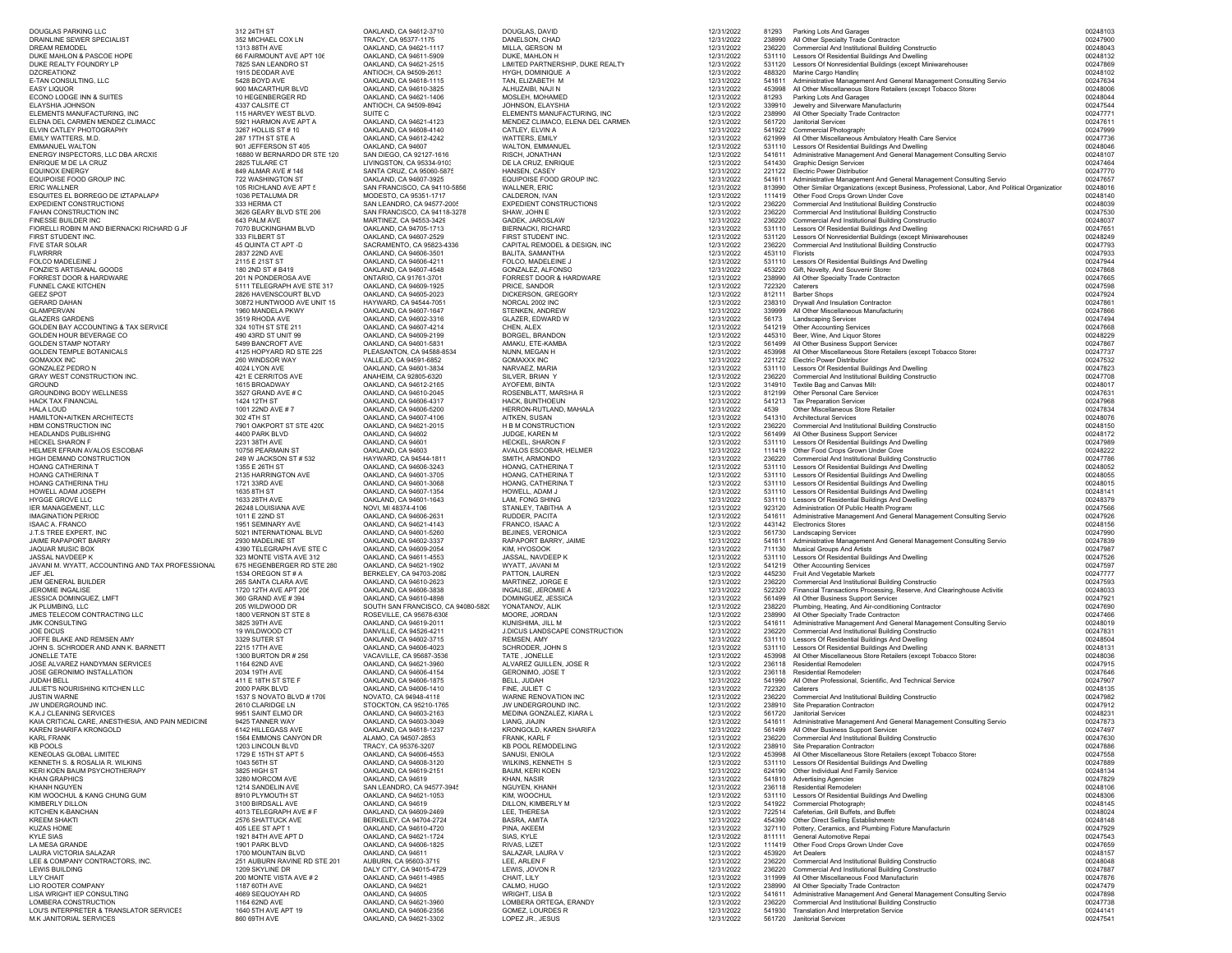| | | | | | | | |
|---|---|---|---|---|---|---|---|
| DOUGLAS PARKING LLC | 312 24TH ST | OAKLAND, CA 94612-3710 | DOUGLAS, DAVID | 12/31/2022 | 81293 | Parking Lots And Garages | 00248103 |
| DRAINLINE SEWER SPECIALIST | 352 MICHAEL COX LN | TRACY, CA 95377-1175 | DANELSON, CHAD | 12/31/2022 | 238990 | All Other Specialty Trade Contractors | 00247900 |
| DREAM REMODEL | 1313 88TH AVE | OAKLAND, CA 94621-1117 | MILLA, GERSON M | 12/31/2022 | 236220 | Commercial And Institutional Building Construction | 00248043 |
| DUKE MAHLON & PASCOE HOPE | 66 FAIRMOUNT AVE APT 106 | OAKLAND, CA 94611-5909 | DUKE, MAHLON H | 12/31/2022 | 531110 | Lessors Of Residential Buildings And Dwellings | 00248132 |
| DUKE REALTY FOUNDRY LP | 7825 SAN LEANDRO ST | OAKLAND, CA 94621-2515 | LIMITED PARTNERSHIP, DUKE REALTY | 12/31/2022 | 531120 | Lessors Of Nonresidential Buildings (except Miniwarehouses) | 00247869 |
| DZCREATIONZ | 1915 DEODAR AVE | ANTIOCH, CA 94509-2613 | HYGH, DOMINIQUE A | 12/31/2022 | 488320 | Marine Cargo Handling | 00248102 |
| E-TAN CONSULTING, LLC | 5428 BOYD AVE | OAKLAND, CA 94618-1115 | TAN, ELIZABETH M | 12/31/2022 | 541611 | Administrative Management And General Management Consulting Services | 00247634 |
| EASY LIQUOR | 900 MACARTHUR BLVD | OAKLAND, CA 94610-3825 | ALHUZAIBI, NAJI N | 12/31/2022 | 453998 | All Other Miscellaneous Store Retailers (except Tobacco Stores) | 00248006 |
| ECONO LODGE INN & SUITES | 10 HEGENBERGER RD | OAKLAND, CA 94621-1406 | MOSLEH, MOHAMED | 12/31/2022 | 81293 | Parking Lots And Garages | 00248044 |
| ELAYSHIA JOHNSON | 4337 CALSITE CT | ANTIOCH, CA 94509-8942 | JOHNSON, ELAYSHIA | 12/31/2022 | 339910 | Jewelry and Silverware Manufacturing | 00247544 |
| ELEMENTS MANUFACTURING, INC | 115 HARVEY WEST BLVD. | SUITE C | ELEMENTS MANUFACTURING, INC | 12/31/2022 | 238990 | All Other Specialty Trade Contractors | 00247771 |
| ELENA DEL CARMEN MENDEZ CLIMACO | 5921 HARMON AVE APT A | OAKLAND, CA 94621-4123 | MENDEZ CLIMACO, ELENA DEL CARMEN | 12/31/2022 | 561720 | Janitorial Services | 00247611 |
| ELVIN CATLEY PHOTOGRAPHY | 3267 HOLLIS ST # 10 | OAKLAND, CA 94608-4140 | CATLEY, ELVIN A | 12/31/2022 | 541922 | Commercial Photography | 00247999 |
| EMILY WATTERS, M.D. | 287 17TH ST STE A | OAKLAND, CA 94612-4242 | WATTERS, EMILY | 12/31/2022 | 621999 | All Other Miscellaneous Ambulatory Health Care Services | 00247736 |
| EMMANUEL WALTON | 901 JEFFERSON ST 405 | OAKLAND, CA 94607 | WALTON, EMMANUEL | 12/31/2022 | 531110 | Lessors Of Residential Buildings And Dwellings | 00248046 |
| ENERGY INSPECTORS, LLC DBA ARCXIS | 16880 W BERNARDO DR STE 120 | SAN DIEGO, CA 92127-1616 | RISCH, JONATHAN | 12/31/2022 | 541611 | Administrative Management And General Management Consulting Services | 00248107 |
| ENRIQUE M DE LA CRUZ | 2825 TULARE CT | LIVINGSTON, CA 95334-9103 | DE LA CRUZ, ENRIQUE | 12/31/2022 | 541430 | Graphic Design Services | 00247464 |
| EQUINOX ENERGY | 849 ALMAR AVE # 146 | SANTA CRUZ, CA 95060-5875 | HANSEN, CASEY | 12/31/2022 | 221122 | Electric Power Distribution | 00247770 |
| EQUIPOISE FOOD GROUP INC | 722 WASHINGTON ST | OAKLAND, CA 94607-3925 | EQUIPOISE FOOD GROUP INC. | 12/31/2022 | 541611 | Administrative Management And General Management Consulting Services | 00247657 |
| ERIC WALLNER | 105 RICHLAND AVE APT 5 | SAN FRANCISCO, CA 94110-5856 | WALLNER, ERIC | 12/31/2022 | 813990 | Other Similar Organizations (except Business, Professional, Labor, And Political Organizations) | 00248016 |
| ESQUITES EL BORREGO DE IZTAPALAPA | 1036 PETALUMA DR | MODESTO, CA 95351-1717 | CALDERON, IVAN | 12/31/2022 | 111419 | Other Food Crops Grown Under Cover | 00248140 |
| EXPEDIENT CONSTRUCTIONS | 333 HERMA CT | SAN LEANDRO, CA 94577-2005 | EXPEDIENT CONSTRUCTIONS | 12/31/2022 | 236220 | Commercial And Institutional Building Construction | 00248039 |
| FAHAN CONSTRUCTION INC | 3626 GEARY BLVD STE 206 | SAN FRANCISCO, CA 94118-3278 | SHAW, JOHN E | 12/31/2022 | 236220 | Commercial And Institutional Building Construction | 00247530 |
| FINESSE BUILDER INC | 643 PALM AVE | MARTINEZ, CA 94553-3429 | GADEK, JAROSLAW | 12/31/2022 | 236220 | Commercial And Institutional Building Construction | 00248037 |
| FIORELLI ROBIN M AND BIERNACKI RICHARD G JR | 7070 BUCKINGHAM BLVD | OAKLAND, CA 94705-1713 | BIERNACKI, RICHARD | 12/31/2022 | 531110 | Lessors Of Residential Buildings And Dwellings | 00247651 |
| FIRST STUDENT INC. | 333 FILBERT ST | OAKLAND, CA 94607-2529 | FIRST STUDENT INC. | 12/31/2022 | 531120 | Lessors Of Nonresidential Buildings (except Miniwarehouses) | 00248249 |
| FIVE STAR SOLAR | 45 QUINTA CT APT -D | SACRAMENTO, CA 95823-4336 | CAPITAL REMODEL & DESIGN, INC | 12/31/2022 | 236220 | Commercial And Institutional Building Construction | 00247793 |
| FLWRRRR | 2837 22ND AVE | OAKLAND, CA 94606-3501 | BALITA, SAMANTHA | 12/31/2022 | 453110 | Florists | 00247933 |
| FOLCO MADELEINE J | 2115 E 21ST ST | OAKLAND, CA 94606-4211 | FOLCO, MADELEINE J | 12/31/2022 | 531110 | Lessors Of Residential Buildings And Dwellings | 00247944 |
| FONZIE'S ARTISANAL GOODS | 180 2ND ST # B419 | OAKLAND, CA 94607-4548 | GONZALEZ, ALFONSO | 12/31/2022 | 453220 | Gift, Novelty, And Souvenir Stores | 00247868 |
| FORREST DOOR & HARDWARE | 201 N PONDEROSA AVE | ONTARIO, CA 91761-3701 | FORREST DOOR & HARDWARE | 12/31/2022 | 238990 | All Other Specialty Trade Contractors | 00247665 |
| FUNNEL CAKE KITCHEN | 5111 TELEGRAPH AVE STE 317 | OAKLAND, CA 94609-1925 | PRICE, SANDOR | 12/31/2022 | 722320 | Caterers | 00247598 |
| GEEZ SPOT | 2826 HAVENSCOURT BLVD | OAKLAND, CA 94605-2023 | DICKERSON, GREGORY | 12/31/2022 | 812111 | Barber Shops | 00247924 |
| GERARD DAHAN | 30872 HUNTWOOD AVE UNIT 15 | HAYWARD, CA 94544-7051 | NORCAL 2002 INC | 12/31/2022 | 238310 | Drywall And Insulation Contractors | 00247861 |
| GLAMPERVAN | 1960 MANDELA PKWY | OAKLAND, CA 94607-1647 | STENKEN, ANDREW | 12/31/2022 | 339999 | All Other Miscellaneous Manufacturing | 00247866 |
| GLAZERS GARDENS | 3519 RHODA AVE | OAKLAND, CA 94602-3316 | GLAZER, EDWARD W | 12/31/2022 | 56173 | Landscaping Services | 00247494 |
| GOLDEN BAY ACCOUNTING & TAX SERVICE | 324 10TH ST STE 211 | OAKLAND, CA 94607-4214 | CHEN, ALEX | 12/31/2022 | 541219 | Other Accounting Services | 00247668 |
| GOLDEN HOUR BEVERAGE CO | 490 43RD ST UNIT 99 | OAKLAND, CA 94609-2199 | BORGEL, BRANDON | 12/31/2022 | 445310 | Beer, Wine, And Liquor Stores | 00248229 |
| GOLDEN STAMP NOTARY | 5499 BANCROFT AVE | OAKLAND, CA 94601-5831 | AMAKU, ETE-KAMBA | 12/31/2022 | 561499 | All Other Business Support Services | 00247867 |
| GOLDEN TEMPLE BOTANICALS | 4125 HOPYARD RD STE 225 | PLEASANTON, CA 94588-8534 | NUNN, MEGAN H | 12/31/2022 | 453998 | All Other Miscellaneous Store Retailers (except Tobacco Stores) | 00247737 |
| GOMAXXX INC | 260 WINDSOR WAY | VALLEJO, CA 94591-6852 | GOMAXXX INC | 12/31/2022 | 221122 | Electric Power Distribution | 00247532 |
| GONZALEZ PEDRO N | 4024 LYON AVE | OAKLAND, CA 94601-3834 | NARVAEZ, MARIA | 12/31/2022 | 531110 | Lessors Of Residential Buildings And Dwellings | 00247823 |
| GRAY WEST CONSTRUCTION INC. | 421 E CERRITOS AVE | ANAHEIM, CA 92805-6320 | SILVER, BRIAN Y | 12/31/2022 | 236220 | Commercial And Institutional Building Construction | 00247708 |
| GROUND | 1615 BROADWAY | OAKLAND, CA 94612-2165 | AYOFEMI, BINTA | 12/31/2022 | 314910 | Textile Bag and Canvas Mills | 00248017 |
| GROUNDING BODY WELLNESS | 3527 GRAND AVE # C | OAKLAND, CA 94610-2045 | ROSENBLATT, MARSHA R | 12/31/2022 | 812199 | Other Personal Care Services | 00247631 |
| HACK TAX FINANCIAL | 1424 12TH ST | OAKLAND, CA 94606-4317 | HACK, BUNTHOEUN | 12/31/2022 | 541213 | Tax Preparation Services | 00247968 |
| HALA LOUD | 1001 22ND AVE # 7 | OAKLAND, CA 94606-5200 | HERRON-RUTLAND, MAHALA | 12/31/2022 | 4539 | Other Miscellaneous Store Retailers | 00247834 |
| HAMILTON+AITKEN ARCHITECTS | 302 4TH ST | OAKLAND, CA 94607-4106 | AITKEN, SUSAN | 12/31/2022 | 541310 | Architectural Services | 00248076 |
| HBM CONSTRUCTION INC | 7901 OAKPORT ST STE 4200 | OAKLAND, CA 94621-2015 | H B M CONSTRUCTION | 12/31/2022 | 236220 | Commercial And Institutional Building Construction | 00248150 |
| HEADLANDS PUBLISHING | 4400 PARK BLVD | OAKLAND, CA 94602 | JUDGE, KAREN M | 12/31/2022 | 561499 | All Other Business Support Services | 00248172 |
| HECKEL SHARON F | 2231 38TH AVE | OAKLAND, CA 94601 | HECKEL, SHARON F | 12/31/2022 | 531110 | Lessors Of Residential Buildings And Dwellings | 00247989 |
| HELMER EFRAIN AVALOS ESCOBAR | 10756 PEARMAIN ST | OAKLAND, CA 94603 | AVALOS ESCOBAR, HELMER | 12/31/2022 | 111419 | Other Food Crops Grown Under Cover | 00248222 |
| HIGH DEMAND CONSTRUCTION | 249 W JACKSON ST # 532 | HAYWARD, CA 94544-1811 | SMITH, ARMONDO | 12/31/2022 | 236220 | Commercial And Institutional Building Construction | 00247786 |
| HOANG CATHERINA T | 1355 E 26TH ST | OAKLAND, CA 94606-3243 | HOANG, CATHERINA T | 12/31/2022 | 531110 | Lessors Of Residential Buildings And Dwellings | 00248052 |
| HOANG CATHERINA T | 2135 HARRINGTON AVE | OAKLAND, CA 94601-3705 | HOANG, CATHERINA T | 12/31/2022 | 531110 | Lessors Of Residential Buildings And Dwellings | 00248055 |
| HOANG CATHERINA THU | 1721 33RD AVE | OAKLAND, CA 94601-3068 | HOANG, CATHERINA T | 12/31/2022 | 531110 | Lessors Of Residential Buildings And Dwellings | 00248015 |
| HOWELL ADAM JOSEPH | 1635 8TH ST | OAKLAND, CA 94607-1354 | HOWELL, ADAM J | 12/31/2022 | 531110 | Lessors Of Residential Buildings And Dwellings | 00248141 |
| HYGGE GROVE LLC | 1633 28TH AVE | OAKLAND, CA 94601-1643 | LAM, FONG SHING | 12/31/2022 | 531110 | Lessors Of Residential Buildings And Dwellings | 00248379 |
| IER MANAGEMENT, LLC | 26248 LOUISIANA AVE | NOVI, MI 48374-4106 | STANLEY, TABITHA A | 12/31/2022 | 923120 | Administration Of Public Health Programs | 00247566 |
| IMAGINATION PERIOD | 1011 E 22ND ST | OAKLAND, CA 94606-2631 | RUDDER, PACITA | 12/31/2022 | 541611 | Administrative Management And General Management Consulting Services | 00247926 |
| ISAAC A. FRANCO | 1951 SEMINARY AVE | OAKLAND, CA 94621-4143 | FRANCO, ISAAC A | 12/31/2022 | 443142 | Electronics Stores | 00248156 |
| J.T.S TREE EXPERT, INC | 5021 INTERNATIONAL BLVD | OAKLAND, CA 94601-5260 | BEJINES, VERONICA | 12/31/2022 | 561730 | Landscaping Services | 00247990 |
| JAIME RAPAPORT BARRY | 2930 MADELINE ST | OAKLAND, CA 94602-3337 | RAPAPORT BARRY, JAIME | 12/31/2022 | 541611 | Administrative Management And General Management Consulting Services | 00247839 |
| JAQUAR MUSIC BOX | 4390 TELEGRAPH AVE STE C | OAKLAND, CA 94609-2054 | KIM, HYOSOOK | 12/31/2022 | 711130 | Musical Groups And Artists | 00247987 |
| JASSAL NAVDEEP K | 323 MONTE VISTA AVE 312 | OAKLAND, CA 94611-4553 | JASSAL, NAVDEEP K | 12/31/2022 | 531110 | Lessors Of Residential Buildings And Dwellings | 00247526 |
| JAVANI M. WYATT, ACCOUNTING AND TAX PROFESSIONAL | 675 HEGENBERGER RD STE 280 | OAKLAND, CA 94621-1902 | WYATT, JAVANI M | 12/31/2022 | 541219 | Other Accounting Services | 00247597 |
| JEF JEL | 1534 OREGON ST # A | BERKELEY, CA 94703-2082 | PATTON, LAUREN | 12/31/2022 | 445230 | Fruit And Vegetable Markets | 00247777 |
| JEM GENERAL BUILDER | 265 SANTA CLARA AVE | OAKLAND, CA 94610-2623 | MARTINEZ, JORGE E | 12/31/2022 | 236220 | Commercial And Institutional Building Construction | 00247593 |
| JEROMIE INGALISE | 1720 12TH AVE APT 206 | OAKLAND, CA 94606-3838 | INGALISE, JEROMIE A | 12/31/2022 | 522320 | Financial Transactions Processing, Reserve, And Clearinghouse Activities | 00248033 |
| JESSICA DOMINGUEZ, LMFT | 360 GRAND AVE # 394 | OAKLAND, CA 94610-4898 | DOMINGUEZ, JESSICA | 12/31/2022 | 561499 | All Other Business Support Services | 00247921 |
| JK PLUMBING, LLC | 205 WILDWOOD DR | SOUTH SAN FRANCISCO, CA 94080-5820 | YONATANOV, ALIK | 12/31/2022 | 238220 | Plumbing, Heating, And Air-conditioning Contractors | 00247690 |
| JMES TELECOM CONTRACTING LLC | 1800 VERNON ST STE 8 | ROSEVILLE, CA 95678-6308 | MOORE, JORDAN | 12/31/2022 | 238990 | All Other Specialty Trade Contractors | 00247466 |
| JMK CONSULTING | 3825 39TH AVE | OAKLAND, CA 94619-2011 | KUNISHIMA, JILL M | 12/31/2022 | 541611 | Administrative Management And General Management Consulting Services | 00248019 |
| JOE DICUS | 19 WILDWOOD CT | DANVILLE, CA 94526-4211 | J.DICUS LANDSCAPE CONSTRUCTION | 12/31/2022 | 236220 | Commercial And Institutional Building Construction | 00247831 |
| JOFFE BLAKE AND REMSEN AMY | 3329 SUTER ST | OAKLAND, CA 94602-3715 | REMSEN, AMY | 12/31/2022 | 531110 | Lessors Of Residential Buildings And Dwellings | 00248504 |
| JOHN S. SCHRODER AND ANN K. BARNETT | 2215 17TH AVE | OAKLAND, CA 94606-4023 | SCHRODER, JOHN S | 12/31/2022 | 531110 | Lessors Of Residential Buildings And Dwellings | 00248131 |
| JONELLE TATE | 1300 BURTON DR # 256 | VACAVILLE, CA 95687-3536 | TATE , JONELLE | 12/31/2022 | 453998 | All Other Miscellaneous Store Retailers (except Tobacco Stores) | 00248036 |
| JOSE ALVAREZ HANDYMAN SERVICES | 1164 62ND AVE | OAKLAND, CA 94621-3960 | ALVAREZ GUILLEN, JOSE R | 12/31/2022 | 236118 | Residential Remodelers | 00247915 |
| JOSE GERONIMO INSTALLATION | 2034 19TH AVE | OAKLAND, CA 94606-4154 | GERONIMO, JOSE T | 12/31/2022 | 236118 | Residential Remodelers | 00247646 |
| JUDAH BELL | 411 E 18TH ST STE F | OAKLAND, CA 94606-1875 | BELL, JUDAH | 12/31/2022 | 541990 | All Other Professional, Scientific, And Technical Services | 00247907 |
| JULIET'S NOURISHING KITCHEN LLC | 2000 PARK BLVD | OAKLAND, CA 94606-1410 | FINE, JULIET C | 12/31/2022 | 722320 | Caterers | 00248135 |
| JUSTIN WARNE | 1537 S NOVATO BLVD # 1709 | NOVATO, CA 94948-4118 | WARNE RENOVATION INC | 12/31/2022 | 236220 | Commercial And Institutional Building Construction | 00247982 |
| JW UNDERGROUND INC. | 2610 CLARIDGE LN | STOCKTON, CA 95210-1765 | JW UNDERGROUND INC. | 12/31/2022 | 238910 | Site Preparation Contractors | 00247912 |
| K.A.J CLEANING SERVICES | 9951 SAINT ELMO DR | OAKLAND, CA 94603-2163 | MEDINA GONZALEZ, KIARA L | 12/31/2022 | 561720 | Janitorial Services | 00248231 |
| KAIA CRITICAL CARE, ANESTHESIA, AND PAIN MEDICINE | 9425 TANNER WAY | OAKLAND, CA 94603-3049 | LIANG, JIAJIN | 12/31/2022 | 541611 | Administrative Management And General Management Consulting Services | 00247873 |
| KAREN SHARIFA KRONGOLD | 6142 HILLEGASS AVE | OAKLAND, CA 94618-1237 | KRONGOLD, KAREN SHARIFA | 12/31/2022 | 561499 | All Other Business Support Services | 00247497 |
| KARL FRANK | 1564 EMMONS CANYON DR | ALAMO, CA 94507-2853 | FRANK, KARL F | 12/31/2022 | 236220 | Commercial And Institutional Building Construction | 00247630 |
| KB POOLS | 1203 LINCOLN BLVD | TRACY, CA 95376-3207 | KB POOL REMODELING | 12/31/2022 | 238910 | Site Preparation Contractors | 00247886 |
| KENEOLAS GLOBAL LIMITED | 1729 E 15TH ST APT 5 | OAKLAND, CA 94606-4553 | SANUSI, ENIOLA | 12/31/2022 | 453998 | All Other Miscellaneous Store Retailers (except Tobacco Stores) | 00247558 |
| KENNETH S. & ROSALIA R. WILKINS | 1043 56TH ST | OAKLAND, CA 94608-3120 | WILKINS, KENNETH S | 12/31/2022 | 531110 | Lessors Of Residential Buildings And Dwellings | 00247889 |
| KERI KOEN BAUM PSYCHOTHERAPY | 3825 HIGH ST | OAKLAND, CA 94619-2151 | BAUM, KERI KOEN | 12/31/2022 | 624190 | Other Individual And Family Services | 00248134 |
| KHAN GRAPHICS | 3280 MORCOM AVE | OAKLAND, CA 94619 | KHAN, NASIR | 12/31/2022 | 541810 | Advertising Agencies | 00247829 |
| KHANH NGUYEN | 1214 SANDELIN AVE | SAN LEANDRO, CA 94577-3945 | NGUYEN, KHANH | 12/31/2022 | 236118 | Residential Remodelers | 00248106 |
| KIM WOOCHUL & KANG CHUNG GUM | 8910 PLYMOUTH ST | OAKLAND, CA 94621-1053 | KIM, WOOCHUL | 12/31/2022 | 531110 | Lessors Of Residential Buildings And Dwellings | 00248306 |
| KIMBERLY DILLON | 3100 BIRDSALL AVE | OAKLAND, CA 94619 | DILLON, KIMBERLY M | 12/31/2022 | 541922 | Commercial Photography | 00248145 |
| KITCHEN K-BANCHAN | 4013 TELEGRAPH AVE # F | OAKLAND, CA 94609-2469 | LEE, THERESA | 12/31/2022 | 722514 | Cafeterias, Grill Buffets, and Buffets | 00248024 |
| KREEM SHAKTI | 2576 SHATTUCK AVE | BERKELEY, CA 94704-2724 | BASRA, AMITA | 12/31/2022 | 454390 | Other Direct Selling Establishments | 00248148 |
| KUZAS HOME | 405 LEE ST APT 1 | OAKLAND, CA 94610-4720 | PINA, AKEEM | 12/31/2022 | 327110 | Pottery, Ceramics, and Plumbing Fixture Manufacturing | 00247929 |
| KYLE SIAS | 1921 84TH AVE APT D | OAKLAND, CA 94621-1724 | SIAS, KYLE | 12/31/2022 | 811111 | General Automotive Repair | 00247543 |
| LA MESA GRANDE | 1901 PARK BLVD | OAKLAND, CA 94606-1825 | RIVAS, LIZET | 12/31/2022 | 111419 | Other Food Crops Grown Under Cover | 00247659 |
| LAURA VICTORIA SALAZAR | 1700 MOUNTAIN BLVD | OAKLAND, CA 94611 | SALAZAR, LAURA V | 12/31/2022 | 453920 | Art Dealers | 00248157 |
| LEE & COMPANY CONTRACTORS, INC. | 251 AUBURN RAVINE RD STE 201 | AUBURN, CA 95603-3719 | LEE, ARLEN F | 12/31/2022 | 236220 | Commercial And Institutional Building Construction | 00248048 |
| LEWIS BUILDING | 1209 SKYLINE DR | DALY CITY, CA 94015-4729 | LEWIS, JOVON R | 12/31/2022 | 236220 | Commercial And Institutional Building Construction | 00247887 |
| LILY CHAIT | 200 MONTE VISTA AVE # 2 | OAKLAND, CA 94611-4985 | CHAIT, LILY | 12/31/2022 | 311999 | All Other Miscellaneous Food Manufacturing | 00247876 |
| LIO ROOTER COMPANY | 1187 60TH AVE | OAKLAND, CA 94621 | CALMO, HUGO | 12/31/2022 | 238990 | All Other Specialty Trade Contractors | 00247479 |
| LISA WRIGHT IEP CONSULTING | 4669 SEQUOYAH RD | OAKLAND, CA 94605 | WRIGHT, LISA B | 12/31/2022 | 541611 | Administrative Management And General Management Consulting Services | 00247898 |
| LOMBERA CONSTRUCTION | 1164 62ND AVE | OAKLAND, CA 94621-3960 | LOMBERA ORTEGA, ERANDY | 12/31/2022 | 236220 | Commercial And Institutional Building Construction | 00247738 |
| LOU'S INTERPRETER & TRANSLATOR SERVICES | 1640 5TH AVE APT 19 | OAKLAND, CA 94606-2356 | GOMEZ, LOURDES R | 12/31/2022 | 541930 | Translation And Interpretation Services | 00244141 |
| M.K JANITORIAL SERVICES | 860 69TH AVE | OAKLAND, CA 94621-3302 | LOPEZ JR., JESUS | 12/31/2022 | 561720 | Janitorial Services | 00247541 |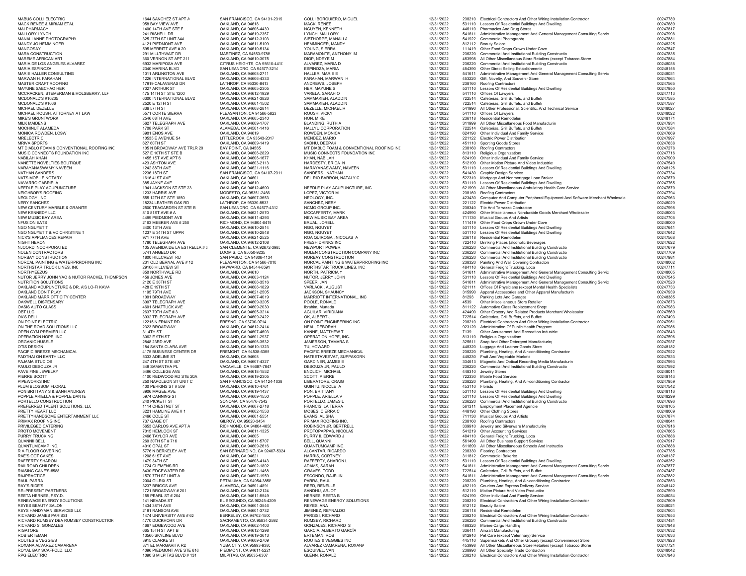| | | | | | | | |
|---|---|---|---|---|---|---|---|
| MABUS COLLI ELECTRIC | 1644 SANCHEZ ST APT A | SAN FRANCISCO, CA 94131-2319 | COLLI BORQUIERO, MIGUEL | 12/31/2022 | 238210 | Electrical Contractors And Other Wiring Installation Contractor | 00247789 |
| MACK RENEE & MIRIAM ETAL | 958 BAY VIEW AVE | OAKLAND, CA 94618 | MACK, RENEE | 12/31/2022 | 531110 | Lessors Of Residential Buildings And Dwelling | 00247689 |
| MAI PHARMACY | 1400 14TH AVE STE F | OAKLAND, CA 94606-4439 | NGUYEN, KENNETH | 12/31/2022 | 446110 | Pharmacies And Drug Stores | 00247817 |
| MALLORY LYNCH | 241 RISHELL DR | OAKLAND, CA 94619-2367 | LYNCH, MALLORY | 12/31/2022 | 541611 | Administrative Management And General Management Consulting Servic | 00247998 |
| MANALI ANNE PHOTOGRAPHY | 325 27TH ST UNIT 344 | OAKLAND, CA 94612-3103 | SIBTHORPE, MANALI A | 12/31/2022 | 541922 | Commercial Photography | 00247881 |
| MANDY JO HEMMINGER | 4121 PIEDMONT AVE | OAKLAND, CA 94611-5109 | HEMMINGER, MANDY | 12/31/2022 | 812112 | Beauty Salons | 00248225 |
| MANGOSAY | 595 MERRITT AVE # 20 | OAKLAND, CA 94610-5134 | YOUNG, SIERRA | 12/31/2022 | 111419 | Other Food Crops Grown Under Cove | 00247547 |
| MARA CONSTRUCTION | 291 MILLTHWAIT DR | MARTINEZ, CA 94553-9788 | MARAMONTE, ANTHONY M | 12/31/2022 | 236220 | Commercial And Institutional Building Constructio | 00247835 |
| MAREME AFRICAN ART | 360 VERNON ST APT 211 | OAKLAND, CA 94610-3075 | DIOP, NDEYE M | 12/31/2022 | 453998 | All Other Miscellaneous Store Retailers (except Tobacco Store | 00247884 |
| MARIA DE LOS ANGELES ALVAREZ | 6932 MARIPOSA AVE | CITRUS HEIGHTS, CA 95610-441 | ALVAREZ, MARIA D | 12/31/2022 | 236220 | Commercial And Institutional Building Constructio | 00248038 |
| MARIA ESPINOZA | 2340 MARINA BLVD | SAN LEANDRO, CA 94577-3214 | ESPINOZA, MARIA | 12/31/2022 | 454390 | Other Direct Selling Establishments | 00248155 |
| MARIE HALLER CONSULTING | 1011 ARLINGTON AVE | OAKLAND, CA 94608-2711 | HALLER, MARIE E | 12/31/2022 | 541611 | Administrative Management And General Management Consulting Servic | 00248031 |
| MARWAN H. FARAHAN | 1226 INTERNATIONAL BLVD | OAKLAND, CA 94606-4333 | FARAHAN, MARWAN H | 12/31/2022 | 453220 | Gift, Novelty, And Souvenir Stores | 00247664 |
| MASTER CRAFT ROOFING | 17919 CALAVERAS DR | LATHROP, CA 95330-8413 | ANDREWS, JOSEPH | 12/31/2022 | 238160 | Roofing Contractors | 00247565 |
| MAYUNE SAECHAO HER | 7027 ARTHUR ST | OAKLAND, CA 94605-2305 | HER, MAYUNE S | 12/31/2022 | 531110 | Lessors Of Residential Buildings And Dwelling | 00247950 |
| MCCRACKEN, STEMERMAN & HOLSBERRY, LLP | 475 14TH ST STE 1200 | OAKLAND, CA 94612-1929 | VARELA, SARAH O | 12/31/2022 | 541110 | Offices Of Lawyers | 00247713 |
| MCDONALD'S #10235 | 6300 INTERNATIONAL BLVD | OAKLAND, CA 94621-3826 | SAMMAKIEH, ALADDIN | 12/31/2022 | 722514 | Cafeterias, Grill Buffets, and Buffets | 00247585 |
| MCDONALD'S #1666 | 2520 E 12TH ST | OAKLAND, CA 94601-1502 | SAMMAKIEH, ALADDIN | 12/31/2022 | 722514 | Cafeterias, Grill Buffets, and Buffets | 00247587 |
| MICHAEL DEZELLE | 836 57TH ST | OAKLAND, CA 94608-2814 | DEZELLE, MICHAEL R | 12/31/2022 | 541990 | All Other Professional, Scientific, And Technical Service | 00248027 |
| MICHAEL ROUSH, ATTORNEY AT LAW | 5571 CORTE SIERRA | PLEASANTON, CA 94566-5823 | ROUSH, VICKY | 12/31/2022 | 541110 | Offices Of Lawyers | 00248022 |
| MIKE'S GRUNTWORK | 2546 68TH AVE | OAKLAND, CA 94605-2340 | HON, MIKE | 12/31/2022 | 236118 | Residential Remodelers | 00248171 |
| MILK MAIDENS | 5627 TELEGRAPH AVE | OAKLAND, CA 94609-1707 | BLANDING, RUTH A | 12/31/2022 | 311999 | All Other Miscellaneous Food Manufacturin | 00247934 |
| MOCHINUT ALAMEDA | 1708 PARK ST | ALAMEDA, CA 94501-1416 | HALLYU CORPORATION | 12/31/2022 | 722514 | Cafeterias, Grill Buffets, and Buffets | 00247584 |
| MONICA ROWDEN, LCSW | 3901 ENOS AVE | OAKLAND, CA 94619 | ROWDEN, MONICA | 12/31/2022 | 624190 | Other Individual And Family Service | 00247669 |
| MRELECTRIC | 10535 E AVENUE S4 | LITTLEROCK, CA 93543-2017 | MENDEZ, MARIO | 12/31/2022 | 221122 | Electric Power Distributor | 00247997 |
| MRIVA SPORTS | 627 60TH ST | OAKLAND, CA 94609-1419 | SADHU, DEEPAK | 12/31/2022 | 451110 | Sporting Goods Stores | 00247638 |
| MT DIABLO FOAM & CONVENTIONAL ROOFING INC | 105 N BROADWAY AVE TRLR 20 | BAY POINT, CA 94565 | MT DIABLO FOAM & CONVENTIONAL ROOFING INC | 12/31/2022 | 238160 | Roofing Contractors | 00247278 |
| MUSIC CONNECTS FOUNDATION INC | 527 E 10TH ST STE B | OAKLAND, CA 94606-2829 | MUSIC CONNECTS FOUNDATION INC | 12/31/2022 | 813110 | Religious Organizations | 00247716 |
| NABILAH KHAN | 1455 1ST AVE APT 6 | OAKLAND, CA 94606-1677 | KHAN, NABILAH | 12/31/2022 | 624190 | Other Individual And Family Service | 00247909 |
| NANETTE NOVELTIES BOUTIQUE | 423 ASHTON AVE | OAKLAND, CA 94603-2113 | HARDESTY, ERICA N | 12/31/2022 | 512199 | Other Motion Picture And Video Industries | 00247549 |
| NARAYANASWAMY NAVEEN | 1242 88TH AVE | OAKLAND, CA 94621-1116 | NARAYANASWAMY, NAVEEN | 12/31/2022 | 531110 | Lessors Of Residential Buildings And Dwelling | 00248126 |
| NATHAN SANDERS | 2236 18TH ST | SAN FRANCISCO, CA 94107-2311 | SANDERS , NATHAN | 12/31/2022 | 541430 | Graphic Design Services | 00247734 |
| NATS MOBILE NOTARY | 1616 41ST AVE | OAKLAND, CA 94601 | DEL RIO BARRON, NATALY C | 12/31/2022 | 522310 | Mortgage And Nonmortgage Loan Broker | 00247670 |
| NAVARRO GABRIELA | 385 JAYNE AVE | OAKLAND, CA 94610 | | 12/31/2022 | 531110 | Lessors Of Residential Buildings And Dwelling | 00247765 |
| NEEDLE PLAY ACUPUNCTURE | 1941 JACKSON ST STE 23 | OAKLAND, CA 94612-4600 | NEEDLE PLAY ACUPUNCTURE, INC | 12/31/2022 | 621999 | All Other Miscellaneous Ambulatory Health Care Service | 00247870 |
| NEIGHBOR'S ROOFING | 1233 HARRIS AVE | MODESTO, CA 95351-2466 | LOPEZ, VICTOR M | 12/31/2022 | 238160 | Roofing Contractors | 00247794 |
| NEOLOGY, INC. | 555 12TH ST STE 1850 | OAKLAND, CA 94607-3653 | NEOLOGY, INC. | 12/31/2022 | 423430 | Computer And Computer Peripheral Equipment And Software Merchant Wholesale | 00247963 |
| NERY SANCHEZ | 18234 LEATHER OAK RD | LATHROP, CA 95330-8533 | SANCHEZ, NERY | 12/31/2022 | 221122 | Electric Power Distributor | 00248020 |
| NEW CENTURY MARBLE & GRANITE | 2500 TEAGARDEN ST STE B | SAN LEANDRO, CA 94577-4312 | NCMG GROUP INC. | 12/31/2022 | 238340 | Tile And Terrazzo Contractors | 00247995 |
| NEW KENNEDY LLC | 810 81ST AVE # A | OAKLAND, CA 94621-2570 | MCCAFFERTY, MARK | 12/31/2022 | 424990 | Other Miscellaneous Nondurable Goods Merchant Wholesaler | 00248003 |
| NEW MUSIC BAY AREA | 4499 PIEDMONT AVE | OAKLAND, CA 94611-4293 | NEW MUSIC BAY AREA | 12/31/2022 | 711130 | Musical Groups And Artists | 00247705 |
| NFUSION EATS | 2163 MEEKER AVE # 250 | RICHMOND, CA 94804-6419 | BRUAL, JORELL | 12/31/2022 | 111419 | Other Food Crops Grown Under Cove | 00248000 |
| NGO NGUYET T | 3400 13TH AVE | OAKLAND, CA 94610-2814 | NGO, NGUYET | 12/31/2022 | 531110 | Lessors Of Residential Buildings And Dwelling | 00247641 |
| NGO NGUYET T & VO CHRISTINE T | 1237 E 34TH ST UPPR | OAKLAND, CA 94610-2848 | NGO, NGUYET | 12/31/2022 | 531110 | Lessors Of Residential Buildings And Dwelling | 00247642 |
| NICK'S APPLIANCES REPAIR | 971 77TH AVE | OAKLAND, CA 94621-2525 | ROA QUIROGA , NICOLAS A | 12/31/2022 | 236118 | Residential Remodelers | 00247568 |
| NIGHT HERON | 1780 TELEGRAPH AVE | OAKLAND, CA 94612-2108 | FRESH DRINKS INC | 12/31/2022 | 722410 | Drinking Places (alcoholic Beverages | 00247622 |
| NJOORD INCORPORATED | 105 AVENIDA DE LA ESTRELLA # 3 | SAN CLEMENTE, CA 92672-3985 | NEWPORT POWER | 12/31/2022 | 236220 | Commercial And Institutional Building Constructio | 00247679 |
| NOLEN CONTRACTORS | 5741 ANGELO DR | LOOMIS, CA 95650-9235 | NOLEN CONSTRUCTION COMPANY INC | 12/31/2022 | 236220 | Commercial And Institutional Building Constructio | 00247709 |
| NORBAY CONSTRUCTION | 1800 HILLCREST RD | SAN PABLO, CA 94806-4134 | NORBAY CONSTRUCTION | 12/31/2022 | 236220 | Commercial And Institutional Building Constructio | 00247981 |
| NORCAL PAINTING & WATERPRROFING INC | 231 OLD BERNAL AVE # 12 | PLEASANTON, CA 94566-7010 | NORCAL PAINTING & WATERPRROFING INC | 12/31/2022 | 238320 | Painting And Wall Covering Contractors | 00248002 |
| NORTHSTAR TRUCK LINES, INC | 29106 HILLVIEW ST | HAYWARD, CA 94544-6591 | NORTHSTAR TRUCK LINES, INC | 12/31/2022 | 484110 | General Freight Trucking, Loca | 00247711 |
| NORTHYEEZUS | 850 NORTHVALE RD | OAKLAND, CA 94610 | NORTH, PATRICIA Y | 12/31/2022 | 541611 | Administrative Management And General Management Consulting Servic | 00248005 |
| NUTOR JERRY JOHN YAO & NUTOR RACHEL THOMPSON | 456 JONES AVE | OAKLAND, CA 94603-1124 | NUTOR, JERRY JOHN | 12/31/2022 | 531110 | Lessors Of Residential Buildings And Dwelling | 00247545 |
| NUTRITION SOLUTIONS | 2120 E 30TH ST | OAKLAND, CA 94606-3516 | SPEER, JAN | 12/31/2022 | 541611 | Administrative Management And General Management Consulting Servic | 00247520 |
| OAKLAND ACUPUNCTURE & DR. A'S LO-FI KAVA | 428 E 19TH ST | OAKLAND, CA 94606-1829 | VARLACK , AUGUST | 12/31/2022 | 621111 | Offices Of Physicians (except Mental Health Specialists | 00247733 |
| OAKLAND DON'T PLAY | 1195 79TH AVE | OAKLAND, CA 94621-2505 | JACKSON, SHAUNCY | 12/31/2022 | 315990 | Apparel Accessories and Other Apparel Manufacturin | 00247939 |
| OAKLAND MARRIOTT CITY CENTER | 1001 BROADWAY | OAKLAND, CA 94607-4019 | MARRIOTT INTERNATIONAL, INC | 12/31/2022 | 81293 | Parking Lots And Garages | 00248385 |
| OAKWELL DISPENSARY | 3007 TELEGRAPH AVE | OAKLAND, CA 94609-3205 | POOLE, RONALD | 12/31/2022 | 4539 | Other Miscellaneous Store Retailer | 00247673 |
| OASIS AUTO GLASS | 4601 SHATTUCK AVE | OAKLAND, CA 94609-2030 | Ibrahim, Murtada | 12/31/2022 | 811122 | Automotive Glass Replacement Shops | 00247983 |
| OBT LLC | 2637 79TH AVE # 3 | OAKLAND, CA 94605-3214 | AGUILAR, VIRIDIANA | 12/31/2022 | 424490 | Other Grocery And Related Products Merchant Wholesaler | 00247569 |
| OK'S DELI | 3932 TELEGRAPH AVE | OAKLAND, CA 94609-2422 | OK, ALBERT J | 12/31/2022 | 722514 | Cafeterias, Grill Buffets, and Buffets | 00247493 |
| ON POINT ELECTRIC | 12215 N FRIANT RD | FRESNO, CA 93730-9714 | ON POINT ENGINEERING INC | 12/31/2022 | 238210 | Electrical Contractors And Other Wiring Installation Contractor | 00247951 |
| ON THE ROAD SOLUTIONS LLC | 2323 BROADWAY | OAKLAND, CA 94612-2414 | NEAL, DEBORAH | 12/31/2022 | 923120 | Administration Of Public Health Programs | 00247986 |
| OPEN GYM PREMIER LLC | 31 4TH ST | OAKLAND, CA 94607-4603 | KANNE, MATTHEW T | 12/31/2022 | 7139 | Other Amusement And Recreation Industries | 00247643 |
| OPERATION HOPE, INC. | 3062 E 9TH ST | OAKLAND, CA 94601-2937 | OPERATION HOPE, INC. | 12/31/2022 | 813110 | Religious Organizations | 00247596 |
| ORGANIC HUSSLE | 2848 23RD AVE | OAKLAND, CA 94606-3532 | JAMERSON, TAMARA S | 12/31/2022 | 325611 | Soap And Other Detergent Manufacturing | 00247937 |
| OTIS DESIGN | 184 SANTA CLARA AVE | OAKLAND, CA 94610-1323 | TU, HOWARD | 12/31/2022 | 448320 | Luggage And Leather Goods Store | 00248182 |
| PACIFIC BREEZE MECHANICAL | 4175 BUSINESS CENTER DR | FREMONT, CA 94538-6355 | PACIFIC BREEZE MECHANICAL | 12/31/2022 | 238220 | Plumbing, Heating, And Air-conditioning Contractor | 00247922 |
| PADTHAI ON EARTH LLC | 5333 ADELINE ST | OAKLAND, CA 94608 | NATEETAVEEVAT, SUPPAKORN | 12/31/2022 | 445230 | Fruit And Vegetable Markets | 00247533 |
| PAJAMA STUDIOS | 247 4TH ST STE 407 | OAKLAND, CA 94607-4327 | GARDINER, JAMES E | 12/31/2022 | 334613 | Magnetic And Optical Recording Media Manufacturin | 00247993 |
| PAULO DESOUZA JR | 348 SAMANTHA PL | VACAVILLE, CA 95687-7847 | DESOUZA JR, PAULO | 12/31/2022 | 236220 | Commercial And Institutional Building Constructio | 00247592 |
| PAVE FINE JEWELRY | 5496 COLLEGE AVE | OAKLAND, CA 94618-1552 | ENDLICH, MICHAEL | 12/31/2022 | 448310 | Jewelry Stores | 00248011 |
| PIERRE SCOTT | 4100 REDWOOD RD STE 20A | OAKLAND, CA 94619-2305 | SCOTT, PIERRE | 12/31/2022 | 722330 | Mobile Food Services | 00248143 |
| PIPEWORKS INC | 250 NAPOLEON ST UNIT C | SAN FRANCISCO, CA 94124-1038 | LIBERATORE, CRAIG | 12/31/2022 | 238220 | Plumbing, Heating, And Air-conditioning Contractor | 00247959 |
| PLUM BLOSSOM FLORAL | 400 PERKINS ST # 509 | OAKLAND, CA 94610-4761 | GUINTU, NICOLE A | 12/31/2022 | 453110 | Florists | 00247542 |
| PON BRITTANY S & BANH ANDREW | 3906 MAGEE AVE | OAKLAND, CA 94619-1437 | PON, BRITTANY | 12/31/2022 | 531110 | Lessors Of Residential Buildings And Dwelling | 00248116 |
| POPPLE ARIELLA & POPPLE DANTE | 5974 CANNING ST | OAKLAND, CA 94609-1550 | POPPLE, ARIELLA V | 12/31/2022 | 531110 | Lessors Of Residential Buildings And Dwelling | 00248299 |
| PORTELLO CONSTRUCTION | 240 PICKETT ST | SONOMA, CA 95476-7542 | PORTELLO, JAMES L | 12/31/2022 | 236220 | Commercial And Institutional Building Constructio | 00247696 |
| PREFERRED TALENT SOLUTIONS, LLC | 1114 CHESTNUT ST | OAKLAND, CA 94607-2718 | FRANCIS, LA TERRA | 12/31/2022 | 561311 | Employment Placement Agencies | 00248105 |
| PRETTY HEART LLC | 3221 HAMLINE AVE # 1 | OAKLAND, CA 94602-1553 | MOSES, CIERRA C | 12/31/2022 | 448190 | Other Clothing Stores | 00248009 |
| PRETTYHANDSOME ENTERTAINMENT LLC | 2466 COLE ST | OAKLAND, CA 94601-5551 | EVANS, ALISHA | 12/31/2022 | 711130 | Musical Groups And Artists | 00247874 |
| PRIMAX ROOFING INC. | 737 GAGE CT | GILROY, CA 95020-3454 | PRIMAX ROOFING INC. | 12/31/2022 | 238160 | Roofing Contractors | 00248041 |
| PRIVILEGED CATERING | 5653 CARLOS AVE APT A | RICHMOND, CA 94804-4856 | ROBINSON JR, BERTRELL | 12/31/2022 | 339910 | Jewelry and Silverware Manufacturing | 00247916 |
| PROTO MOVEMENT | 7015 HEMLOCK ST | OAKLAND, CA 94611-1325 | PROTOPAPPAS, NICOLAS | 12/31/2022 | 541219 | Other Accounting Services | 00247865 |
| PURRY TRUCKING | 2466 TAYLOR AVE | OAKLAND, CA 94605 | PURRY II, EDWARD J | 12/31/2022 | 484110 | General Freight Trucking, Loca | 00247888 |
| QUANNII BELL | 260 30TH ST # 716 | OAKLAND, CA 94611-5707 | BELL, QUANNII | 12/31/2022 | 561499 | All Other Business Support Services | 00247917 |
| QUANTUMCAMP INC. | 4010 OPAL ST | OAKLAND, CA 94609-2616 | QUANTUMCAMP INC. | 12/31/2022 | 611699 | All Other Miscellaneous Schools And Instructio | 00247688 |
| R A FLOOR COVERING | 5776 N BERKELEY AVE | SAN BERNARDINO, CA 92407-5324 | ALCANTAR, RICARDO | 12/31/2022 | 238330 | Flooring Contractors | 00247785 |
| RAE'S GOT CAKES | 1208 61ST AVE | OAKLAND, CA 94621 | HARRIS, CORTNEY | 12/31/2022 | 311812 | Commercial Bakeries | 00248137 |
| RAFFERTY SHARON | 1479 34TH ST | OAKLAND, CA 94608-4143 | RAFFERTY, SHARON L | 12/31/2022 | 531110 | Lessors Of Residential Buildings And Dwelling | 00248252 |
| RAILROAD CHILDREN | 1724 CLEMENS RD | OAKLAND, CA 94602-1802 | ADAMS, SARAH | 12/31/2022 | 541611 | Administrative Management And General Management Consulting Servic | 00247877 |
| RAISING CANE'S #588 | 8430 EDGEWATER DR | OAKLAND, CA 94621-1468 | GRAVES, TODD | 12/31/2022 | 722514 | Cafeterias, Grill Buffets, and Buffets | 00247487 |
| RAJPRACTICE | 1570 7TH ST UNIT A | OAKLAND, CA 94607-1959 | ESCONDO, RAJELIN | 12/31/2022 | 541611 | Administrative Management And General Management Consulting Servic | 00247882 |
| RAUL PARRA | 2004 GILRIX ST | PETALUMA, CA 94954-3858 | PARRA, RAUL | 12/31/2022 | 238220 | Plumbing, Heating, And Air-conditioning Contractor | 00247853 |
| RAY'S RIDE'S | 3237 BRIGGS AVE | ALAMEDA, CA 94501-4891 | REED, RENELLE | 12/31/2022 | 492110 | Couriers And Express Delivery Services | 00248142 |
| RE--PRESENT PARTNERS | 1721 BROADWAY # 201 | OAKLAND, CA 94612-2124 | SANDHU, ARJOT | 12/31/2022 | 512110 | Motion Picture And Video Productior | 00247590 |
| REETA HERNES, PSY.D. | 155 PEARL ST # 204 | OAKLAND, CA 94611-5549 | HERNES, REETA B | 12/31/2022 | 624190 | Other Individual And Family Service | 00248034 |
| RENEWAGE ENERGY SOLUTIONS | 141 NEVADA ST | EL SEGUNDO, CA 90245-4209 | RENEWAGE ENERGY SOLUTIONS | 12/31/2022 | 238210 | Electrical Contractors And Other Wiring Installation Contractor | 00247609 |
| REYES BEAUTY SALON | 1434 38TH AVE | OAKLAND, CA 94601-3546 | REYES, ANA | 12/31/2022 | 812112 | Beauty Salons | 00248021 |
| REYS HANDYMAN SERVICES LLC | 2181 RANSOM AVE | OAKLAND, CA 94601-3732 | JIMENEZ, REYNALDO | 12/31/2022 | 236118 | Residential Remodelers | 00247604 |
| RICHARD JAMES PARISSI | 1474 UNIVERSITY AVE # 62 | BERKELEY, CA 94702-1500 | PARISSI, RICHARD | 12/31/2022 | 238210 | Electrical Contractors And Other Wiring Installation Contractor | 00247653 |
| RICHARD RUMSEY DBA RUMSEY CONSTRUCTION | 4770 DUCKHORN DR | SACRAMENTO, CA 95834-2592 | RUMSEY, RICHARD | 12/31/2022 | 236220 | Commercial And Institutional Building Constructio | 00247481 |
| RICHARD S. GONZALES | 4687 EDGEWOOD AVE | OAKLAND, CA 94602-1403 | GONZALES, RICHARD S | 12/31/2022 | 488320 | Marine Cargo Handling | 00247948 |
| RIGATORE | 665 15TH ST APT B | OAKLAND, CA 94612-1298 | GARCIA, ALBERTO GARCÍA | 12/31/2022 | 336411 | Aircraft Manufacturing | 00247632 |
| ROB ERTEMAN | 13560 SKYLINE BLVD | OAKLAND, CA 94619-3613 | ERTEMAN, ROB | 12/31/2022 | 812910 | Pet Care (except Veterinary) Services | 00247633 |
| ROUTES & VEGGIES | 3915 CLARKE ST | OAKLAND, CA 94609-2709 | ROUTES & VEGGIES INC | 12/31/2022 | 445110 | Supermarkets And Other Grocery (except Convenience) Store | 00247928 |
| ROXANA ALVAREZ CAMARENA | 371 EL MARGARITA RD | YUBA CITY, CA 95993-9380 | ALVAREZ CAMARENA, ROXANA | 12/31/2022 | 453998 | All Other Miscellaneous Store Retailers (except Tobacco Stores | 00247721 |
| ROYAL BAY SCAFFOLD, LLC | 4096 PIEDMONT AVE STE 616 | PIEDMONT, CA 94611-5221 | ESQUIVEL, VAN | 12/31/2022 | 238990 | All Other Specialty Trade Contractors | 00248042 |
| RPG ELECTRIC | 1090 S MILPITAS BLVD # 131 | MILPITAS, CA 95035-6307 | GLENN, RONALD | 12/31/2022 | 238210 | Electrical Contractors And Other Wiring Installation Contractor | 00247943 |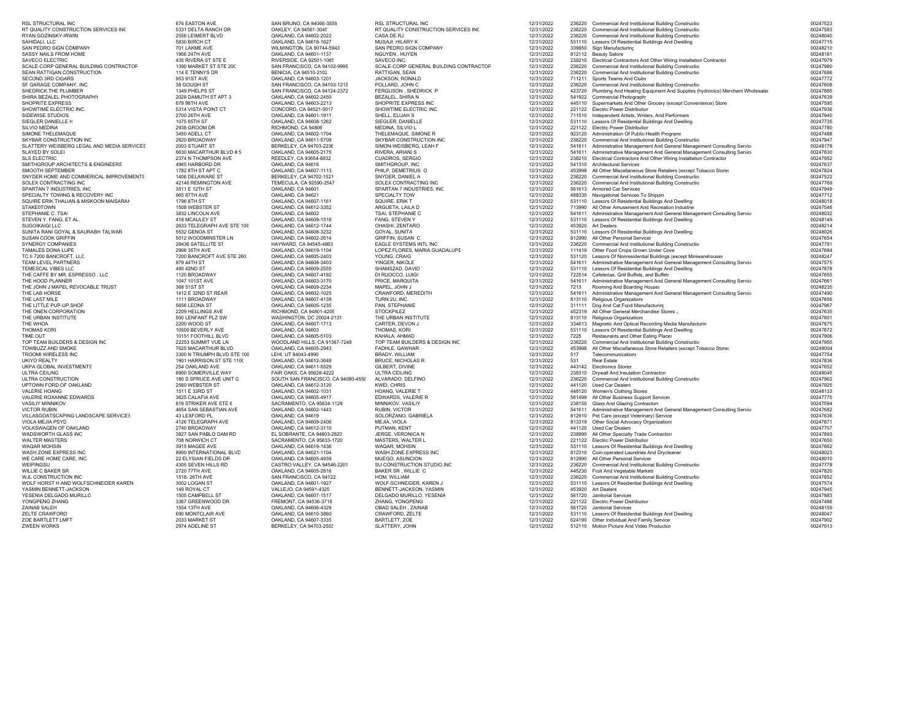| | | | | | | | |
|---|---|---|---|---|---|---|---|
| RSL STRUCTURAL INC | 674 EASTON AVE | SAN BRUNO, CA 94066-3559 | RSL STRUCTURAL INC | 12/31/2022 | 236220 | Commercial And Institutional Building Constructio | 00247523 |
| RT QUALITY CONSTRUCTION SERVICES INC | 5331 DELTA RANCH DR | OAKLEY, CA 94561-3045 | RT QUALITY CONSTRUCTION SERVICES INC | 12/31/2022 | 236220 | Commercial And Institutional Building Constructio | 00247583 |
| RYAN GOZINSKY-IRWIN | 2556 LEIMERT BLVD | OAKLAND, CA 94602-2022 | CASA DE RJ | 12/31/2022 | 236220 | Commercial And Institutional Building Constructio | 00248040 |
| SAHIDALI, LLC | 5830 BIRCH CT | OAKLAND, CA 94618-1627 | MUSAJI, HILARY K | 12/31/2022 | 531110 | Lessors Of Residential Buildings And Dwelling | 00247715 |
| SAN PEDRO SIGN COMPANY | 701 LAKME AVE | WILMINGTON, CA 90744-5943 | SAN PEDRO SIGN COMPANY | 12/31/2022 | 339950 | Sign Manufacturing | 00248210 |
| SASSY NAILS FROM HOME | 1906 24TH AVE | OAKLAND, CA 94601-1137 | NGUYEN , HUYEN | 12/31/2022 | 812112 | Beauty Salons | 00248181 |
| SAVECO ELECTRIC | 435 RIVERA ST STE E | RIVERSIDE, CA 92501-1065 | SAVECO INC. | 12/31/2022 | 238210 | Electrical Contractors And Other Wiring Installation Contractor | 00247979 |
| SCALE-CORP GENERAL BUILDING CONTRACTOR | 1390 MARKET ST STE 200 | SAN FRANCISCO, CA 94102-9995 | SCALE-CORP GENERAL BUILDING CONTRACTOR | 12/31/2022 | 236220 | Commercial And Institutional Building Constructio | 00247980 |
| SEAN RATTIGAN CONSTRUCTION | 114 E TENNYS DR | BENICIA, CA 94510-2102 | RATTIGAN, SEAN | 12/31/2022 | 236220 | Commercial And Institutional Building Constructio | 00247686 |
| SECOND 3RD CIGARS | 953 91ST AVE | OAKLAND, CA 94603-1201 | JACKSON, RONALD | 12/31/2022 | 711211 | Sports Teams And Clubs | 00247772 |
| SF GARAGE COMPANY, INC. | 38 GOUGH ST | SAN FRANCISCO, CA 94103-1215 | POLLARD, JOHN C | 12/31/2022 | 236220 | Commercial And Institutional Building Constructio | 00247608 |
| SHEDRICK THE PLUMBER | 1349 PHELPS ST | SAN FRANCISCO, CA 94124-2372 | FERGUSON , SHEDRICK P | 12/31/2022 | 423720 | Plumbing And Heating Equipment And Supplies (hydronics) Merchant Wholesaler | 00247885 |
| SHIRA BEZALEL PHOTOGRAPHY | 2028 DAMUTH ST APT 3 | OAKLAND, CA 94602-2450 | BEZALEL, SHIRA N | 12/31/2022 | 541922 | Commercial Photography | 00247639 |
| SHOPRITE EXPRESS | 679 98TH AVE | OAKLAND, CA 94603-2213 | SHOPRITE EXPRESS INC | 12/31/2022 | 445110 | Supermarkets And Other Grocery (except Convenience) Store | 00247595 |
| SHOWTIME ELECTRIC INC. | 5314 VISTA POINT CT | CONCORD, CA 94521-5017 | SHOWTIME ELECTRIC INC. | 12/31/2022 | 221122 | Electric Power Distribution | 00247936 |
| SIDEWISE STUDIOS | 2700 26TH AVE | OAKLAND, CA 94601-1911 | SHELL, ELIJAH S | 12/31/2022 | 711510 | Independent Artists, Writers, And Performers | 00247940 |
| SIEGLER DANIELLE H | 1075 65TH ST | OAKLAND, CA 94608-1262 | SIEGLER, DANIELLE | 12/31/2022 | 531110 | Lessors Of Residential Buildings And Dwelling | 00247735 |
| SILVIO MEDINA | 2938 GROOM DR | RICHMOND, CA 94806 | MEDINA, SILVIO L | 12/31/2022 | 221122 | Electric Power Distribution | 00247780 |
| SIMONE THELEMAQUE | 3450 ADELL CT | OAKLAND, CA 94602-1704 | THELEMAQUE, SIMONE R | 12/31/2022 | 923120 | Administration Of Public Health Programs | 00247488 |
| SKYBAR CONSTRUCTION INC | 2820 BROADWAY | OAKLAND, CA 94611-5709 | SKYBAR CONSTRUCTION INC | 12/31/2022 | 236220 | Commercial And Institutional Building Constructio | 00247947 |
| SLATTERY WEISBERG LEGAL AND MEDIA SERVICES | 2003 STUART ST | BERKELEY, CA 94703-2236 | SIMON-WEISBERG, LEAH F | 12/31/2022 | 541611 | Administrative Management And General Management Consulting Servic | 00248178 |
| SLAYED BY SOLEI | 6630 MACARTHUR BLVD # 5 | OAKLAND, CA 94605-2175 | RIVERA, ARIANI S | 12/31/2022 | 541611 | Administrative Management And General Management Consulting Servic | 00247830 |
| SLS ELECTRIC | 2374 N THOMPSON AVE | REEDLEY, CA 93654-8832 | CUADROS, SERGIO | 12/31/2022 | 238210 | Electrical Contractors And Other Wiring Installation Contractor | 00247952 |
| SMITHGROUP ARCHITECTS & ENGINEERS | 4965 HARBORD DR | OAKLAND, CA 94618 | SMITHGROUP, INC. | 12/31/2022 | 541310 | Architectural Services | 00247637 |
| SMOOTH SEPTEMBER | 1782 8TH ST APT C | OAKLAND, CA 94607-1113 | PHILP, DEMETRIUS O | 12/31/2022 | 453998 | All Other Miscellaneous Store Retailers (except Tobacco Stores | 00247824 |
| SNYDER HOME AND COMMERICAL IMPROVEMENTS | 1406 DELAWARE ST | BERKELEY, CA 94702-1521 | SNYDER, DANIEL A | 12/31/2022 | 236220 | Commercial And Institutional Building Constructio | 00247522 |
| SOLEX CONTRACTING INC | 42146 REMINGTON AVE | TEMECULA, CA 92590-2547 | SOLEX CONTRACTING INC | 12/31/2022 | 236220 | Commercial And Institutional Building Constructio | 00247769 |
| SPARTAN 7 INDUSTRIES, INC | 3511 E 12TH ST | OAKLAND, CA 94601 | SPARTAN 7 INDUSTRIES, INC | 12/31/2022 | 561613 | Armored Car Services | 00247949 |
| SPECIALTY TOWING & RECOVERY INC | 965 87TH AVE | OAKLAND, CA 94621 | SPECIALTY TOW | 12/31/2022 | 488330 | Navigational Services To Shippin | 00247712 |
| SQUIRE ERIK THALIAN & MISKOON MAISARAH | 1796 8TH ST | OAKLAND, CA 94607-1161 | SQUIRE, ERIK T | 12/31/2022 | 531110 | Lessors Of Residential Buildings And Dwelling | 00248018 |
| STAKE0TOWN | 1508 WEBSTER ST | OAKLAND, CA 94612-3352 | ARGUETA, LAILA D | 12/31/2022 | 713990 | All Other Amusement And Recreation Industrie | 00247546 |
| STEPHANIE C. TSAI | 3832 LINCOLN AVE | OAKLAND, CA 94602 | TSAI, STEPHANIE C | 12/31/2022 | 541611 | Administrative Management And General Management Consulting Servic | 00248032 |
| STEVEN Y. FANG, ET AL. | 418 MCAULEY ST | OAKLAND, CA 94609-1518 | FANG, STEVEN Y | 12/31/2022 | 531110 | Lessors Of Residential Buildings And Dwelling | 00248149 |
| SUGOIKAIGI LLC | 2633 TELEGRAPH AVE STE 109 | OAKLAND, CA 94612-1744 | OHASHI, ZENTARO | 12/31/2022 | 453920 | Art Dealers | 00248214 |
| SUNITA RANI GOYAL & SAURABH TALWAR | 5532 GENOA ST | OAKLAND, CA 94608-3232 | GOYAL, SUNITA | 12/31/2022 | 531110 | Lessors Of Residential Buildings And Dwelling | 00248026 |
| SUSAN COOK GRIFFIN | 5012 WOODMINSTER LN | OAKLAND, CA 94602-2614 | GRIFFIN, SUSAN C | 12/31/2022 | 812990 | All Other Personal Services | 00247654 |
| SYNERGY COMPANIES | 28436 SATELLITE ST | HAYWARD, CA 94545-4863 | EAGLE SYSTEMS INTL INC | 12/31/2022 | 236220 | Commercial And Institutional Building Constructio | 00247781 |
| TAMALES DONA LUPE | 2906 35TH AVE | OAKLAND, CA 94619-1104 | LOPEZ FLORES, MARIA GUADALUPE | 12/31/2022 | 111419 | Other Food Crops Grown Under Cove | 00247684 |
| TC II 7200 BANCROFT, LLC | 7200 BANCROFT AVE STE 260 | OAKLAND, CA 94605-2403 | YOUNG, CRAIG | 12/31/2022 | 531120 | Lessors Of Nonresidential Buildings (except Miniwarehouses | 00248247 |
| TEAM LEVEL PARTNERS | 979 44TH ST | OAKLAND, CA 94608-3403 | YINGER, NIKOLE | 12/31/2022 | 541611 | Administrative Management And General Management Consulting Servic | 00247575 |
| TEMESCAL VIBES LLC | 490 42ND ST | OAKLAND, CA 94609-2555 | SHAMSZAD, DAVID | 12/31/2022 | 531110 | Lessors Of Residential Buildings And Dwelling | 00247878 |
| THE CAFFE BY MR. ESPRESSO , LLC | 1120 BROADWAY | OAKLAND, CA 94607-4192 | DI RUOCCO, LUIGI | 12/31/2022 | 722514 | Cafeterias, Grill Buffets, and Buffets | 00247655 |
| THE HOOD PLANNER | 1047 101ST AVE | OAKLAND, CA 94603-3170 | PRICE, MARQUITA | 12/31/2022 | 541611 | Administrative Management And General Management Consulting Servic | 00247661 |
| THE JOHN J MAPEL REVOCABLE TRUST | 368 51ST ST | OAKLAND, CA 94609-2234 | MAPEL, JOHN J | 12/31/2022 | 7213 | Rooming And Boarding Houses | 00248235 |
| THE LAB HORSE | 1412 E 32ND ST REAR | OAKLAND, CA 94602-1025 | CRAWFORD, MEREDITH | 12/31/2022 | 541611 | Administrative Management And General Management Consulting Servic | 00247490 |
| THE LAST MILE | 1111 BROADWAY | OAKLAND, CA 94607-4139 | TURN 2U, INC. | 12/31/2022 | 813110 | Religious Organizations | 00247656 |
| THE LITTLE PUP-UP SHOP | 5656 LEONA ST | OAKLAND, CA 94605-1235 | PAN, STEPHANIE | 12/31/2022 | 311111 | Dog And Cat Food Manufacturing | 00247967 |
| THE ONEN CORPORATION | 2209 HELLINGS AVE | RICHMOND, CA 94801-4205 | STOCKPILEZ | 12/31/2022 | 452319 | All Other General Merchandise Stores ,, | 00247635 |
| THE URBAN INSTITUTE | 500 LENFANT PLZ SW | WASHINGTON, DC 20024-2131 | THE URBAN INSTITUTE | 12/31/2022 | 813110 | Religious Organizations | 00247601 |
| THE WHOA | 2200 WOOD ST | OAKLAND, CA 94607-1713 | CARTER, DEVON J | 12/31/2022 | 334613 | Magnetic And Optical Recording Media Manufacturin | 00247875 |
| THOMAS KORI | 10500 BEVERLY AVE | OAKLAND, CA 94603 | THOMAS, KORI | 12/31/2022 | 531110 | Lessors Of Residential Buildings And Dwelling | 00247872 |
| TIME OUT | 10151 FOOTHILL BLVD | OAKLAND, CA 94605-5103 | KAHALA, AHMAD | 12/31/2022 | 7225 | Restaurants and Other Eating Places | 00247906 |
| TOP TEAM BUILDERS & DESIGN INC | 22253 SUMMIT VUE LN | WOODLAND HILLS, CA 91367-7248 | TOP TEAM BUILDERS & DESIGN INC | 12/31/2022 | 236220 | Commercial And Institutional Building Constructio | 00247955 |
| TOWBUZZ AND SMOKE | 7625 MACARTHUR BLVD | OAKLAND, CA 94605-2943 | FADHLE, GAWHAR | 12/31/2022 | 453998 | All Other Miscellaneous Store Retailers (except Tobacco Stores | 00248004 |
| TROOMI WIRELESS INC | 3300 N TRIUMPH BLVD STE 100 | LEHI, UT 84043-4990 | BRADY, WILLIAM | 12/31/2022 | 517 | Telecommunications | 00247754 |
| UKIYO REALTY | 1901 HARRISON ST STE 1100 | OAKLAND, CA 94612-3648 | BRUCE, NICHOLAS R | 12/31/2022 | 531 | Real Estate | 00247636 |
| UKPA GLOBAL INVESTMENTS | 254 OAKLAND AVE | OAKLAND, CA 94611-5529 | GILBERT, DIVINE | 12/31/2022 | 443142 | Electronics Stores | 00247652 |
| ULTRA CEILING | 6900 SOMERVILLE WAY | FAIR OAKS, CA 95628-4222 | ULTRA CEILING | 12/31/2022 | 238310 | Drywall And Insulation Contractor | 00248045 |
| ULTRA CONSTRUCTION | 180 S SPRUCE AVE UNIT G | SOUTH SAN FRANCISCO, CA 94080-4558 | ALVARADO, DELFINO | 12/31/2022 | 236220 | Commercial And Institutional Building Constructio | 00247962 |
| UPTOWN FORD OF OAKLAND | 2560 WEBSTER ST | OAKLAND, CA 94612-3120 | KWEI, CHRIS | 12/31/2022 | 441120 | Used Car Dealers | 00247925 |
| VALERIE HOANG | 1511 E 33RD ST | OAKLAND, CA 94602-1031 | HOANG, VALERIE T | 12/31/2022 | 448120 | Women's Clothing Stores | 00248133 |
| VALERIE ROXANNE EDWARDS | 3625 CALAFIA AVE | OAKLAND, CA 94605-4917 | EDWARDS, VALERIE R | 12/31/2022 | 561499 | All Other Business Support Services | 00247775 |
| VASILIY MINNIKOV | 819 STRIKER AVE STE 6 | SACRAMENTO, CA 95834-1129 | MINNIKOV, VASILIY | 12/31/2022 | 238150 | Glass And Glazing Contractors | 00247594 |
| VICTOR RUBIN | 4654 SAN SEBASTIAN AVE | OAKLAND, CA 94602-1443 | RUBIN, VICTOR | 12/31/2022 | 541611 | Administrative Management And General Management Consulting Servic | 00247682 |
| VILLASGOATSCAPING LANDSCAPE SERVICES | 43 LEXFORD PL | OAKLAND, CA 94619 | SOLORZANO, GABRIELA | 12/31/2022 | 812910 | Pet Care (except Veterinary) Service | 00247636 |
| VIOLA MEJIA PSYD | 4126 TELEGRAPH AVE | OAKLAND, CA 94609-2406 | MEJIA, VIOLA | 12/31/2022 | 813319 | Other Social Advocacy Organizations | 00247871 |
| VOLKSWAGEN OF OAKLAND | 2740 BROADWAY | OAKLAND, CA 94612-3110 | PUTMAN, KENT | 12/31/2022 | 441120 | Used Car Dealers | 00247707 |
| WADSWORTH GLASS INC | 3927 SAN PABLO DAM RD | EL SOBRANTE, CA 94803-2823 | JERGE, VERONICA N | 12/31/2022 | 238990 | All Other Specialty Trade Contractors | 00247893 |
| WALTER MASTERS | 708 NORWICH CT | SACRAMENTO, CA 95833-1720 | MASTERS, WALTER L | 12/31/2022 | 221122 | Electric Power Distribution | 00247650 |
| WAQAR MOHSIN | 3915 MAGEE AVE | OAKLAND, CA 94619-1436 | WAQAR, MOHSIN | 12/31/2022 | 531110 | Lessors Of Residential Buildings And Dwelling | 00247662 |
| WASH ZONE EXPRESS INC | 8900 INTERNATIONAL BLVD | OAKLAND, CA 94621-1104 | WASH ZONE EXPRESS INC | 12/31/2022 | 812310 | Coin-operated Laundries And Drycleaner | 00248023 |
| WE CARE HOME CARE, INC | 22 ELYSIAN FIELDS DR | OAKLAND, CA 94605-4939 | MUEGO, ASUNCION | 12/31/2022 | 812990 | All Other Personal Services | 00248010 |
| WEIPINGSU | 4305 SEVEN HILLS RD | CASTRO VALLEY, CA 94546-2201 | SU CONSTRUCTION STUDIO,INC | 12/31/2022 | 236220 | Commercial And Institutional Building Constructio | 00247778 |
| WILLIE C BAKER SR | 2720 77TH AVE | OAKLAND, CA 94605-2816 | BAKER SR , WILLIE C | 12/31/2022 | 445230 | Fruit And Vegetable Markets | 00247820 |
| WJL CONSTRUCTION INC | 1518- 26TH AVE | SAN FRANCISCO, CA 94122 | HOM, WILLIAM | 12/31/2022 | 236220 | Commercial And Institutional Building Constructio | 00247852 |
| WOLF HORST H AND WOLFSCHNEIDER KAREN | 3002 LOGAN ST | OAKLAND, CA 94601-1927 | WOLF-SCHNEIDER, KAREN J | 12/31/2022 | 531110 | Lessors Of Residential Buildings And Dwelling | 00247574 |
| YASMIN BENNETT-JACKSON | 149 ROYAL CT | VALLEJO, CA 94591-4325 | BENNETT-JACKSON, YASMIN | 12/31/2022 | 453920 | Art Dealers | 00247945 |
| YESENIA DELGADO MURILLO | 1505 CAMPBELL ST | OAKLAND, CA 94607-1517 | DELGADO MURILLO, YESENIA | 12/31/2022 | 561720 | Janitorial Services | 00247883 |
| YONGPENG ZHANG | 3367 GREENWOOD DR | FREMONT, CA 94536-3718 | ZHANG, YONGPENG | 12/31/2022 | 221122 | Electric Power Distribution | 00247486 |
| ZAINAB SALEH | 1554 13TH AVE | OAKLAND, CA 94606-4329 | OBAD SALEH , ZAINAB | 12/31/2022 | 561720 | Janitorial Services | 00248159 |
| ZELTE CRAWFORD | 690 MONTCLAIR AVE | OAKLAND, CA 94610-3860 | CRAWFORD, ZELTE | 12/31/2022 | 531110 | Lessors Of Residential Buildings And Dwelling | 00248047 |
| ZOE BARTLETT LMFT | 2033 MARKET ST | OAKLAND, CA 94607-3335 | BARTLETT, ZOE | 12/31/2022 | 624190 | Other Individual And Family Service | 00247902 |
| ZWEEN WORKS | 2974 ADELINE ST | BERKELEY, CA 94703-2503 | SLATTERY, JOHN | 12/31/2022 | 512110 | Motion Picture And Video Productio | 00247913 |